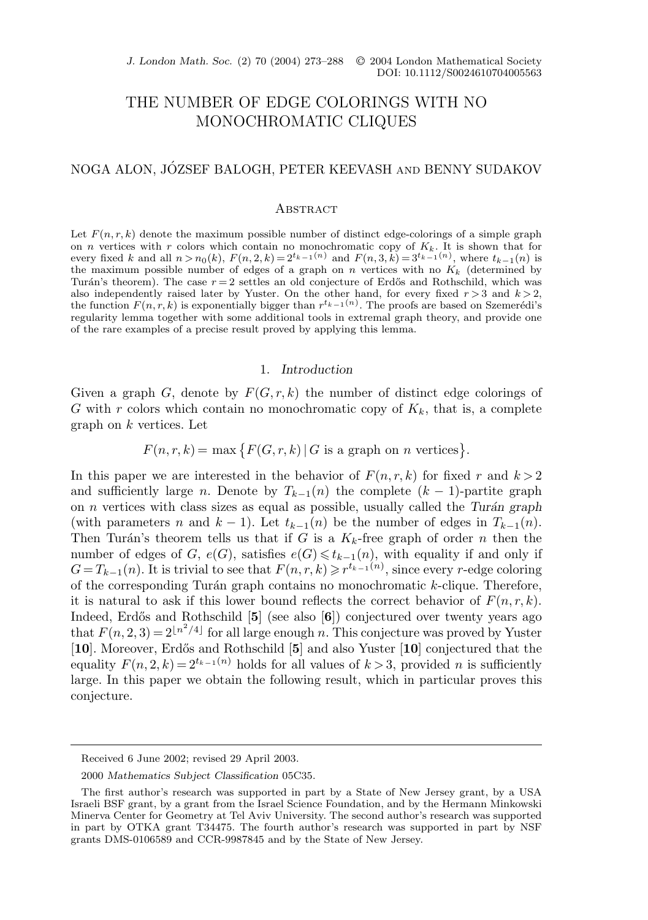# THE NUMBER OF EDGE COLORINGS WITH NO MONOCHROMATIC CLIQUES

NOGA ALON, JÓZSEF BALOGH, PETER KEEVASH AND BENNY SUDAKOV

## Abstract

Let $F(n, r, k)$ denote the maximum possible number of distinct edge-colorings of a simple graph on $n$ vertices with $r$ colors which contain no monochromatic copy of $K_k$. It is shown that for every fixed $k$ and all $n > n_0(k)$, $F(n, 2, k) = 2^{t_{k-1}(n)}$ and $F(n, 3, k) = 3^{t_{k-1}(n)}$, where $t_{k-1}(n)$ is the maximum possible number of edges of a graph on $n$ vertices with no $K_k$ (determined by Turán's theorem). The case $r = 2$ settles an old conjecture of Erdős and Rothschild, which was also independently raised later by Yuster. On the other hand, for every fixed $r > 3$ and $k > 2$, the function $F(n, r, k)$ is exponentially bigger than $r^{t_{k-1}(n)}$. The proofs are based on Szemerédi's regularity lemma together with some additional tools in extremal graph theory, and provide one of the rare examples of a precise result proved by applying this lemma.

## 1. *Introduction*

Given a graph $G$, denote by $F(G, r, k)$ the number of distinct edge colorings of $G$ with $r$ colors which contain no monochromatic copy of $K_k$, that is, a complete graph on $k$ vertices. Let

$$F(n, r, k) = \max \{ F(G, r, k) \mid G \text{ is a graph on } n \text{ vertices} \}.$$

In this paper we are interested in the behavior of $F(n, r, k)$ for fixed $r$ and $k > 2$ and sufficiently large $n$. Denote by $T_{k-1}(n)$ the complete $(k-1)$-partite graph on $n$ vertices with class sizes as equal as possible, usually called the *Turán graph* (with parameters $n$ and $k-1$). Let $t_{k-1}(n)$ be the number of edges in $T_{k-1}(n)$. Then Turán's theorem tells us that if $G$ is a $K_k$-free graph of order $n$ then the number of edges of $G$, $e(G)$, satisfies $e(G) \leqslant t_{k-1}(n)$, with equality if and only if $G = T_{k-1}(n)$. It is trivial to see that $F(n, r, k) \geqslant r^{t_{k-1}(n)}$, since every $r$-edge coloring of the corresponding Turán graph contains no monochromatic $k$-clique. Therefore, it is natural to ask if this lower bound reflects the correct behavior of $F(n, r, k)$. Indeed, Erdős and Rothschild [**5**] (see also [**6**]) conjectured over twenty years ago that $F(n, 2, 3) = 2^{\lfloor n^2/4 \rfloor}$ for all large enough $n$. This conjecture was proved by Yuster [**10**]. Moreover, Erdős and Rothschild [**5**] and also Yuster [**10**] conjectured that the equality $F(n, 2, k) = 2^{t_{k-1}(n)}$ holds for all values of $k > 3$, provided $n$ is sufficiently large. In this paper we obtain the following result, which in particular proves this conjecture.

---

Received 6 June 2002; revised 29 April 2003.

2000 *Mathematics Subject Classification* 05C35.

The first author's research was supported in part by a State of New Jersey grant, by a USA Israeli BSF grant, by a grant from the Israel Science Foundation, and by the Hermann Minkowski Minerva Center for Geometry at Tel Aviv University. The second author's research was supported in part by OTKA grant T34475. The fourth author's research was supported in part by NSF grants DMS-0106589 and CCR-9987845 and by the State of New Jersey.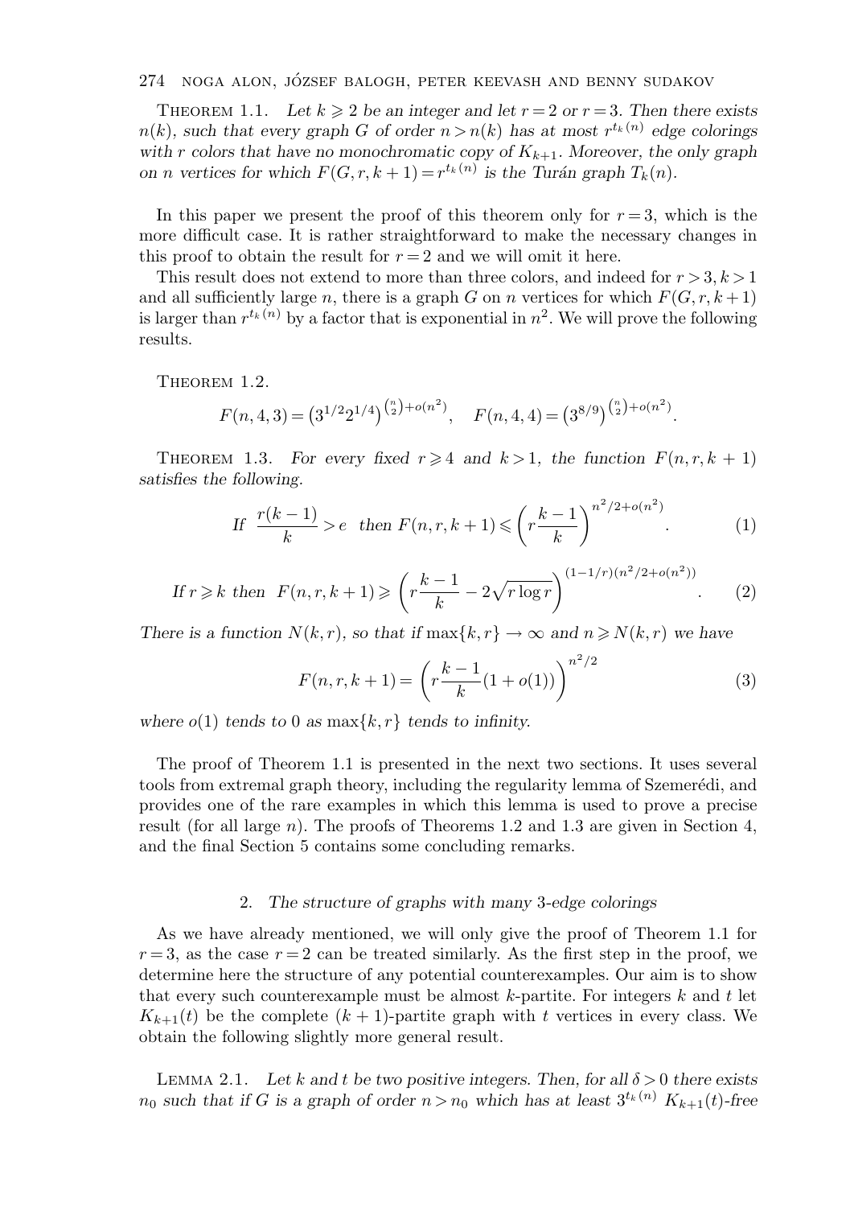Theorem 1.1. *Let $k \geqslant 2$ be an integer and let $r = 2$ or $r = 3$. Then there exists $n(k)$, such that every graph $G$ of order $n > n(k)$ has at most $r^{t_k(n)}$ edge colorings with $r$ colors that have no monochromatic copy of $K_{k+1}$. Moreover, the only graph on $n$ vertices for which $F(G, r, k+1) = r^{t_k(n)}$ is the Turán graph $T_k(n)$.*

In this paper we present the proof of this theorem only for $r = 3$, which is the more difficult case. It is rather straightforward to make the necessary changes in this proof to obtain the result for $r = 2$ and we will omit it here.

This result does not extend to more than three colors, and indeed for $r > 3, k > 1$ and all sufficiently large $n$, there is a graph $G$ on $n$ vertices for which $F(G, r, k+1)$ is larger than $r^{t_k(n)}$ by a factor that is exponential in $n^2$. We will prove the following results.

Theorem 1.2.

$$F(n, 4, 3) = \left(3^{1/2} 2^{1/4}\right)^{\binom{n}{2} + o(n^2)}, \quad F(n, 4, 4) = \left(3^{8/9}\right)^{\binom{n}{2} + o(n^2)}.$$

Theorem 1.3. *For every fixed $r \geqslant 4$ and $k > 1$, the function $F(n, r, k+1)$ satisfies the following.*

$$\text{If } \frac{r(k-1)}{k} > e \text{ then } F(n, r, k+1) \leqslant \left(r\frac{k-1}{k}\right)^{n^2/2 + o(n^2)}. \tag{1}$$

$$\text{If } r \geqslant k \text{ then } F(n, r, k+1) \geqslant \left(r\frac{k-1}{k} - 2\sqrt{r \log r}\right)^{(1-1/r)(n^2/2 + o(n^2))}. \tag{2}$$

*There is a function $N(k, r)$, so that if $\max\{k, r\} \to \infty$ and $n \geqslant N(k, r)$ we have*

$$F(n, r, k+1) = \left(r\frac{k-1}{k}(1 + o(1))\right)^{n^2/2} \tag{3}$$

*where $o(1)$ tends to $0$ as $\max\{k, r\}$ tends to infinity.*

The proof of Theorem 1.1 is presented in the next two sections. It uses several tools from extremal graph theory, including the regularity lemma of Szemerédi, and provides one of the rare examples in which this lemma is used to prove a precise result (for all large $n$). The proofs of Theorems 1.2 and 1.3 are given in Section 4, and the final Section 5 contains some concluding remarks.

## 2. *The structure of graphs with many 3-edge colorings*

As we have already mentioned, we will only give the proof of Theorem 1.1 for $r = 3$, as the case $r = 2$ can be treated similarly. As the first step in the proof, we determine here the structure of any potential counterexamples. Our aim is to show that every such counterexample must be almost $k$-partite. For integers $k$ and $t$ let $K_{k+1}(t)$ be the complete $(k+1)$-partite graph with $t$ vertices in every class. We obtain the following slightly more general result.

Lemma 2.1. *Let $k$ and $t$ be two positive integers. Then, for all $\delta > 0$ there exists $n_0$ such that if $G$ is a graph of order $n > n_0$ which has at least $3^{t_k(n)}$ $K_{k+1}(t)$-free*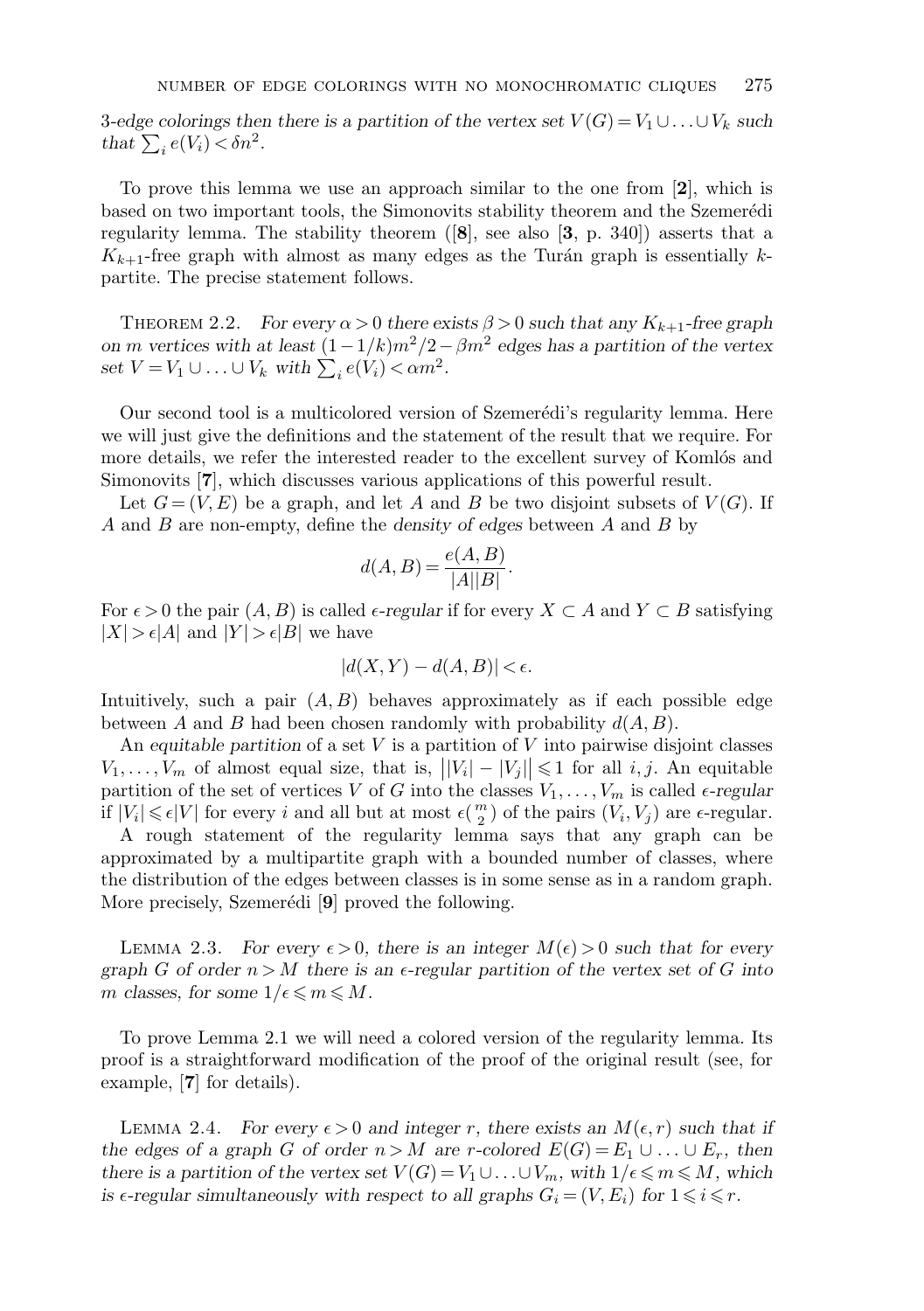*3-edge colorings then there is a partition of the vertex set $V(G) = V_1 \cup \ldots \cup V_k$ such that $\sum_i e(V_i) < \delta n^2$.*

To prove this lemma we use an approach similar to the one from [**2**], which is based on two important tools, the Simonovits stability theorem and the Szemerédi regularity lemma. The stability theorem ([**8**], see also [**3**, p. 340]) asserts that a $K_{k+1}$-free graph with almost as many edges as the Turán graph is essentially $k$-partite. The precise statement follows.

Theorem 2.2. *For every $\alpha > 0$ there exists $\beta > 0$ such that any $K_{k+1}$-free graph on $m$ vertices with at least $(1-1/k)m^2/2 - \beta m^2$ edges has a partition of the vertex set $V = V_1 \cup \ldots \cup V_k$ with $\sum_i e(V_i) < \alpha m^2$.*

Our second tool is a multicolored version of Szemerédi's regularity lemma. Here we will just give the definitions and the statement of the result that we require. For more details, we refer the interested reader to the excellent survey of Komlós and Simonovits [**7**], which discusses various applications of this powerful result.

Let $G = (V, E)$ be a graph, and let $A$ and $B$ be two disjoint subsets of $V(G)$. If $A$ and $B$ are non-empty, define the *density of edges* between $A$ and $B$ by

$$d(A, B) = \frac{e(A, B)}{|A||B|}.$$

For $\epsilon > 0$ the pair $(A, B)$ is called *$\epsilon$-regular* if for every $X \subset A$ and $Y \subset B$ satisfying $|X| > \epsilon|A|$ and $|Y| > \epsilon|B|$ we have

$$|d(X, Y) - d(A, B)| < \epsilon.$$

Intuitively, such a pair $(A, B)$ behaves approximately as if each possible edge between $A$ and $B$ had been chosen randomly with probability $d(A, B)$.

An *equitable partition* of a set $V$ is a partition of $V$ into pairwise disjoint classes $V_1, \ldots, V_m$ of almost equal size, that is, $\big||V_i| - |V_j|\big| \leqslant 1$ for all $i, j$. An equitable partition of the set of vertices $V$ of $G$ into the classes $V_1, \ldots, V_m$ is called *$\epsilon$-regular* if $|V_i| \leqslant \epsilon|V|$ for every $i$ and all but at most $\epsilon\binom{m}{2}$ of the pairs $(V_i, V_j)$ are $\epsilon$-regular.

A rough statement of the regularity lemma says that any graph can be approximated by a multipartite graph with a bounded number of classes, where the distribution of the edges between classes is in some sense as in a random graph. More precisely, Szemerédi [**9**] proved the following.

Lemma 2.3. *For every $\epsilon > 0$, there is an integer $M(\epsilon) > 0$ such that for every graph $G$ of order $n > M$ there is an $\epsilon$-regular partition of the vertex set of $G$ into $m$ classes, for some $1/\epsilon \leqslant m \leqslant M$.*

To prove Lemma 2.1 we will need a colored version of the regularity lemma. Its proof is a straightforward modification of the proof of the original result (see, for example, [**7**] for details).

Lemma 2.4. *For every $\epsilon > 0$ and integer $r$, there exists an $M(\epsilon, r)$ such that if the edges of a graph $G$ of order $n > M$ are $r$-colored $E(G) = E_1 \cup \ldots \cup E_r$, then there is a partition of the vertex set $V(G) = V_1 \cup \ldots \cup V_m$, with $1/\epsilon \leqslant m \leqslant M$, which is $\epsilon$-regular simultaneously with respect to all graphs $G_i = (V, E_i)$ for $1 \leqslant i \leqslant r$.*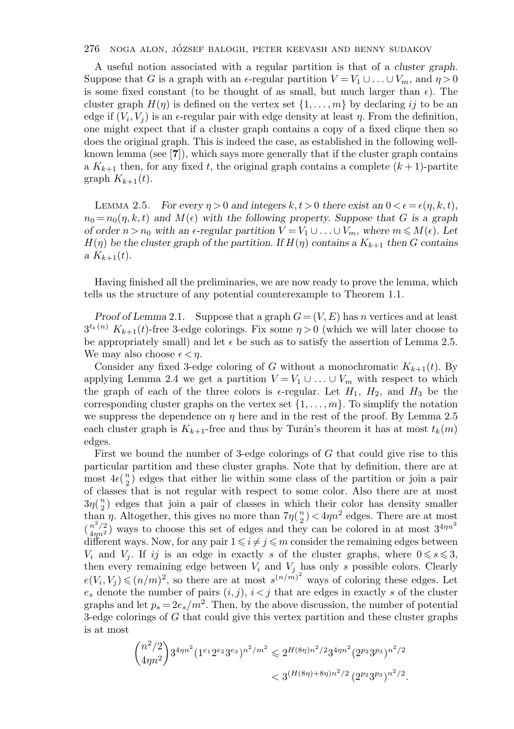A useful notion associated with a regular partition is that of a *cluster graph*. Suppose that $G$ is a graph with an $\epsilon$-regular partition $V = V_1 \cup \ldots \cup V_m$, and $\eta > 0$ is some fixed constant (to be thought of as small, but much larger than $\epsilon$). The cluster graph $H(\eta)$ is defined on the vertex set $\{1, \ldots, m\}$ by declaring $ij$ to be an edge if $(V_i, V_j)$ is an $\epsilon$-regular pair with edge density at least $\eta$. From the definition, one might expect that if a cluster graph contains a copy of a fixed clique then so does the original graph. This is indeed the case, as established in the following well-known lemma (see [**7**]), which says more generally that if the cluster graph contains a $K_{k+1}$ then, for any fixed $t$, the original graph contains a complete $(k+1)$-partite graph $K_{k+1}(t)$.

Lemma 2.5. *For every $\eta > 0$ and integers $k, t > 0$ there exist an $0 < \epsilon = \epsilon(\eta, k, t)$, $n_0 = n_0(\eta, k, t)$ and $M(\epsilon)$ with the following property. Suppose that $G$ is a graph of order $n > n_0$ with an $\epsilon$-regular partition $V = V_1 \cup \ldots \cup V_m$, where $m \leqslant M(\epsilon)$. Let $H(\eta)$ be the cluster graph of the partition. If $H(\eta)$ contains a $K_{k+1}$ then $G$ contains a $K_{k+1}(t)$.*

Having finished all the preliminaries, we are now ready to prove the lemma, which tells us the structure of any potential counterexample to Theorem 1.1.

*Proof of Lemma* 2.1. Suppose that a graph $G = (V, E)$ has $n$ vertices and at least $3^{t_k(n)}$ $K_{k+1}(t)$-free 3-edge colorings. Fix some $\eta > 0$ (which we will later choose to be appropriately small) and let $\epsilon$ be such as to satisfy the assertion of Lemma 2.5. We may also choose $\epsilon < \eta$.

Consider any fixed 3-edge coloring of $G$ without a monochromatic $K_{k+1}(t)$. By applying Lemma 2.4 we get a partition $V = V_1 \cup \ldots \cup V_m$ with respect to which the graph of each of the three colors is $\epsilon$-regular. Let $H_1$, $H_2$, and $H_3$ be the corresponding cluster graphs on the vertex set $\{1, \ldots, m\}$. To simplify the notation we suppress the dependence on $\eta$ here and in the rest of the proof. By Lemma 2.5 each cluster graph is $K_{k+1}$-free and thus by Turán's theorem it has at most $t_k(m)$ edges.

First we bound the number of 3-edge colorings of $G$ that could give rise to this particular partition and these cluster graphs. Note that by definition, there are at most $4\epsilon\binom{n}{2}$ edges that either lie within some class of the partition or join a pair of classes that is not regular with respect to some color. Also there are at most $3\eta\binom{n}{2}$ edges that join a pair of classes in which their color has density smaller than $\eta$. Altogether, this gives no more than $7\eta\binom{n}{2} < 4\eta n^2$ edges. There are at most $\binom{n^2/2}{4\eta n^2}$ ways to choose this set of edges and they can be colored in at most $3^{4\eta n^2}$ different ways. Now, for any pair $1 \leqslant i \neq j \leqslant m$ consider the remaining edges between $V_i$ and $V_j$. If $ij$ is an edge in exactly $s$ of the cluster graphs, where $0 \leqslant s \leqslant 3$, then every remaining edge between $V_i$ and $V_j$ has only $s$ possible colors. Clearly $e(V_i, V_j) \leqslant (n/m)^2$, so there are at most $s^{(n/m)^2}$ ways of coloring these edges. Let $e_s$ denote the number of pairs $(i, j)$, $i < j$ that are edges in exactly $s$ of the cluster graphs and let $p_s = 2e_s/m^2$. Then, by the above discussion, the number of potential 3-edge colorings of $G$ that could give this vertex partition and these cluster graphs is at most

$$\binom{n^2/2}{4\eta n^2} 3^{4\eta n^2} (1^{e_1} 2^{e_2} 3^{e_3})^{n^2/m^2} \leqslant 2^{H(8\eta)n^2/2} 3^{4\eta n^2} (2^{p_2} 3^{p_3})^{n^2/2}$$
$$< 3^{(H(8\eta)+8\eta)n^2/2} (2^{p_2} 3^{p_3})^{n^2/2}.$$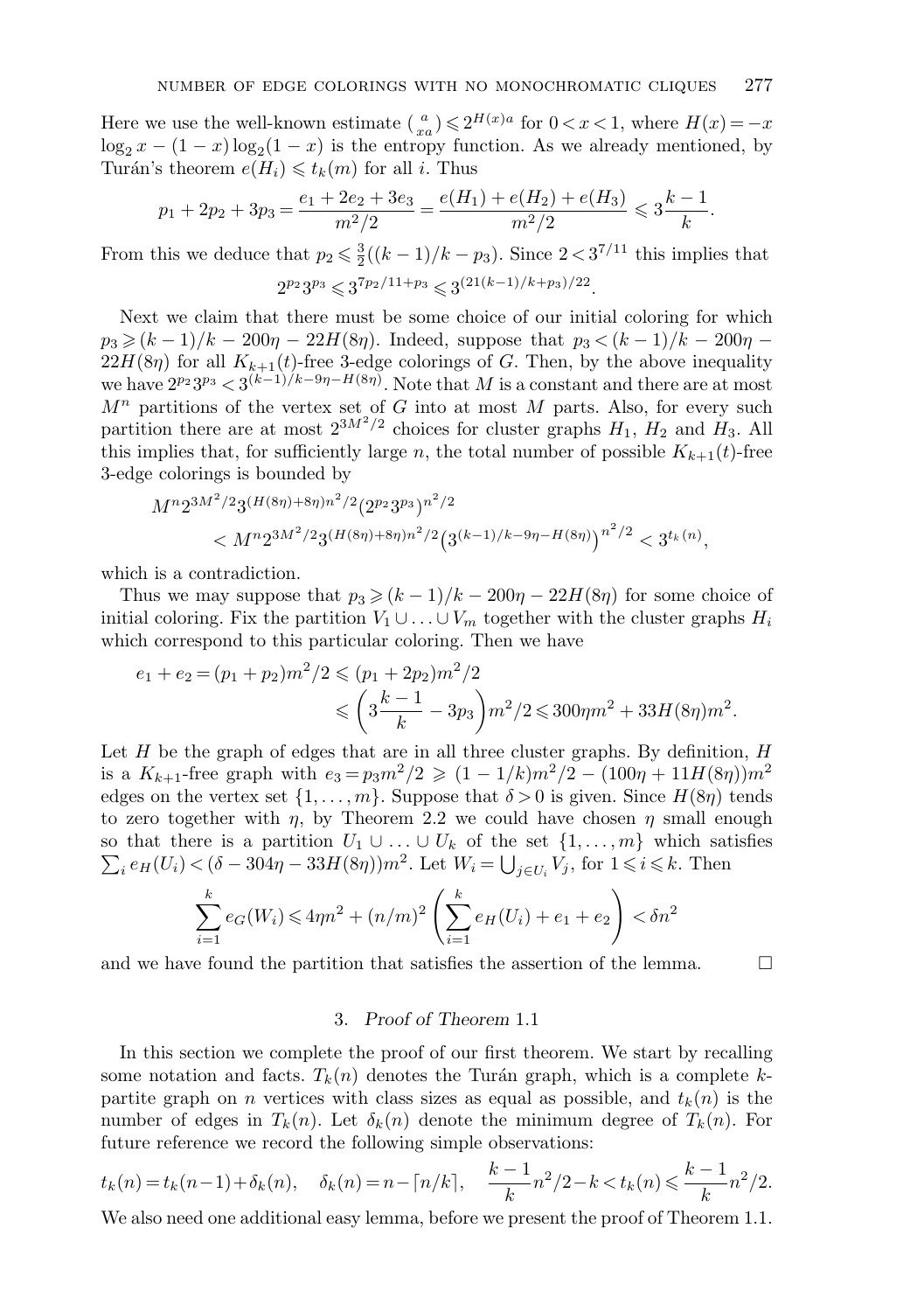Here we use the well-known estimate $\binom{a}{xa} \leqslant 2^{H(x)a}$ for $0 < x < 1$, where $H(x) = -x\log_2 x - (1-x)\log_2(1-x)$ is the entropy function. As we already mentioned, by Turán's theorem $e(H_i) \leqslant t_k(m)$ for all $i$. Thus

$$p_1 + 2p_2 + 3p_3 = \frac{e_1 + 2e_2 + 3e_3}{m^2/2} = \frac{e(H_1) + e(H_2) + e(H_3)}{m^2/2} \leqslant 3\frac{k-1}{k}.$$

From this we deduce that $p_2 \leqslant \frac{3}{2}((k-1)/k - p_3)$. Since $2 < 3^{7/11}$ this implies that

$$2^{p_2}3^{p_3} \leqslant 3^{7p_2/11 + p_3} \leqslant 3^{(21(k-1)/k + p_3)/22}.$$

Next we claim that there must be some choice of our initial coloring for which $p_3 \geqslant (k-1)/k - 200\eta - 22H(8\eta)$. Indeed, suppose that $p_3 < (k-1)/k - 200\eta - 22H(8\eta)$ for all $K_{k+1}(t)$-free 3-edge colorings of $G$. Then, by the above inequality we have $2^{p_2}3^{p_3} < 3^{(k-1)/k - 9\eta - H(8\eta)}$. Note that $M$ is a constant and there are at most $M^n$ partitions of the vertex set of $G$ into at most $M$ parts. Also, for every such partition there are at most $2^{3M^2/2}$ choices for cluster graphs $H_1$, $H_2$ and $H_3$. All this implies that, for sufficiently large $n$, the total number of possible $K_{k+1}(t)$-free 3-edge colorings is bounded by

$$\begin{aligned} &M^n 2^{3M^2/2} 3^{(H(8\eta)+8\eta)n^2/2} \left(2^{p_2}3^{p_3}\right)^{n^2/2} \\ &\qquad < M^n 2^{3M^2/2} 3^{(H(8\eta)+8\eta)n^2/2} \left(3^{(k-1)/k - 9\eta - H(8\eta)}\right)^{n^2/2} < 3^{t_k(n)}, \end{aligned}$$

which is a contradiction.

Thus we may suppose that $p_3 \geqslant (k-1)/k - 200\eta - 22H(8\eta)$ for some choice of initial coloring. Fix the partition $V_1 \cup \ldots \cup V_m$ together with the cluster graphs $H_i$ which correspond to this particular coloring. Then we have

$$\begin{aligned} e_1 + e_2 = (p_1 + p_2)m^2/2 &\leqslant (p_1 + 2p_2)m^2/2 \\ &\leqslant \left(3\frac{k-1}{k} - 3p_3\right)m^2/2 \leqslant 300\eta m^2 + 33H(8\eta)m^2. \end{aligned}$$

Let $H$ be the graph of edges that are in all three cluster graphs. By definition, $H$ is a $K_{k+1}$-free graph with $e_3 = p_3 m^2/2 \geqslant (1 - 1/k)m^2/2 - (100\eta + 11H(8\eta))m^2$ edges on the vertex set $\{1, \ldots, m\}$. Suppose that $\delta > 0$ is given. Since $H(8\eta)$ tends to zero together with $\eta$, by Theorem 2.2 we could have chosen $\eta$ small enough so that there is a partition $U_1 \cup \ldots \cup U_k$ of the set $\{1, \ldots, m\}$ which satisfies $\sum_i e_H(U_i) < (\delta - 304\eta - 33H(8\eta))m^2$. Let $W_i = \bigcup_{j \in U_i} V_j$, for $1 \leqslant i \leqslant k$. Then

$$\sum_{i=1}^{k} e_G(W_i) \leqslant 4\eta n^2 + (n/m)^2 \left(\sum_{i=1}^{k} e_H(U_i) + e_1 + e_2\right) < \delta n^2$$

and we have found the partition that satisfies the assertion of the lemma. $\square$

## 3. *Proof of Theorem* 1.1

In this section we complete the proof of our first theorem. We start by recalling some notation and facts. $T_k(n)$ denotes the Turán graph, which is a complete $k$-partite graph on $n$ vertices with class sizes as equal as possible, and $t_k(n)$ is the number of edges in $T_k(n)$. Let $\delta_k(n)$ denote the minimum degree of $T_k(n)$. For future reference we record the following simple observations:

$$t_k(n) = t_k(n-1) + \delta_k(n), \quad \delta_k(n) = n - \lceil n/k \rceil, \quad \frac{k-1}{k}n^2/2 - k < t_k(n) \leqslant \frac{k-1}{k}n^2/2.$$

We also need one additional easy lemma, before we present the proof of Theorem 1.1.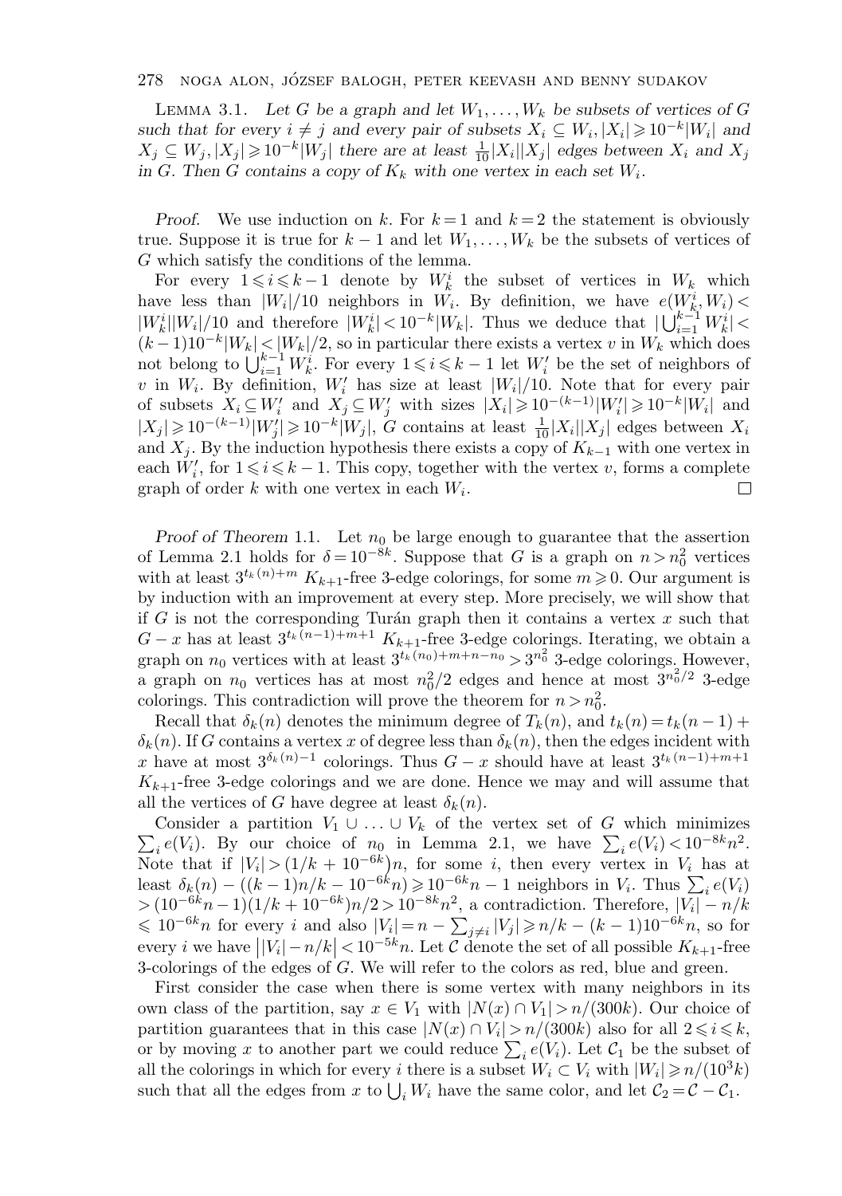**Lemma 3.1.** *Let $G$ be a graph and let $W_1, \dots, W_k$ be subsets of vertices of $G$ such that for every $i \neq j$ and every pair of subsets $X_i \subseteq W_i, |X_i| \geqslant 10^{-k}|W_i|$ and $X_j \subseteq W_j, |X_j| \geqslant 10^{-k}|W_j|$ there are at least $\frac{1}{10}|X_i||X_j|$ edges between $X_i$ and $X_j$ in $G$. Then $G$ contains a copy of $K_k$ with one vertex in each set $W_i$.*

*Proof.* We use induction on $k$. For $k=1$ and $k=2$ the statement is obviously true. Suppose it is true for $k-1$ and let $W_1, \dots, W_k$ be the subsets of vertices of $G$ which satisfy the conditions of the lemma.

For every $1 \leqslant i \leqslant k-1$ denote by $W_k^i$ the subset of vertices in $W_k$ which have less than $|W_i|/10$ neighbors in $W_i$. By definition, we have $e(W_k^i, W_i) < |W_k^i||W_i|/10$ and therefore $|W_k^i| < 10^{-k}|W_k|$. Thus we deduce that $|\bigcup_{i=1}^{k-1} W_k^i| < (k-1)10^{-k}|W_k| < |W_k|/2$, so in particular there exists a vertex $v$ in $W_k$ which does not belong to $\bigcup_{i=1}^{k-1} W_k^i$. For every $1 \leqslant i \leqslant k-1$ let $W_i'$ be the set of neighbors of $v$ in $W_i$. By definition, $W_i'$ has size at least $|W_i|/10$. Note that for every pair of subsets $X_i \subseteq W_i'$ and $X_j \subseteq W_j'$ with sizes $|X_i| \geqslant 10^{-(k-1)}|W_i'| \geqslant 10^{-k}|W_i|$ and $|X_j| \geqslant 10^{-(k-1)}|W_j'| \geqslant 10^{-k}|W_j|$, $G$ contains at least $\frac{1}{10}|X_i||X_j|$ edges between $X_i$ and $X_j$. By the induction hypothesis there exists a copy of $K_{k-1}$ with one vertex in each $W_i'$, for $1 \leqslant i \leqslant k-1$. This copy, together with the vertex $v$, forms a complete graph of order $k$ with one vertex in each $W_i$. $\square$

*Proof of Theorem* 1.1. Let $n_0$ be large enough to guarantee that the assertion of Lemma 2.1 holds for $\delta = 10^{-8k}$. Suppose that $G$ is a graph on $n > n_0^2$ vertices with at least $3^{t_k(n)+m}$ $K_{k+1}$-free 3-edge colorings, for some $m \geqslant 0$. Our argument is by induction with an improvement at every step. More precisely, we will show that if $G$ is not the corresponding Turán graph then it contains a vertex $x$ such that $G - x$ has at least $3^{t_k(n-1)+m+1}$ $K_{k+1}$-free 3-edge colorings. Iterating, we obtain a graph on $n_0$ vertices with at least $3^{t_k(n_0)+m+n-n_0} > 3^{n_0^2}$ 3-edge colorings. However, a graph on $n_0$ vertices has at most $n_0^2/2$ edges and hence at most $3^{n_0^2/2}$ 3-edge colorings. This contradiction will prove the theorem for $n > n_0^2$.

Recall that $\delta_k(n)$ denotes the minimum degree of $T_k(n)$, and $t_k(n) = t_k(n-1) + \delta_k(n)$. If $G$ contains a vertex $x$ of degree less than $\delta_k(n)$, then the edges incident with $x$ have at most $3^{\delta_k(n)-1}$ colorings. Thus $G - x$ should have at least $3^{t_k(n-1)+m+1}$ $K_{k+1}$-free 3-edge colorings and we are done. Hence we may and will assume that all the vertices of $G$ have degree at least $\delta_k(n)$.

Consider a partition $V_1 \cup \ldots \cup V_k$ of the vertex set of $G$ which minimizes $\sum_i e(V_i)$. By our choice of $n_0$ in Lemma 2.1, we have $\sum_i e(V_i) < 10^{-8k}n^2$. Note that if $|V_i| > (1/k + 10^{-6k})n$, for some $i$, then every vertex in $V_i$ has at least $\delta_k(n) - ((k-1)n/k - 10^{-6k}n) \geqslant 10^{-6k}n - 1$ neighbors in $V_i$. Thus $\sum_i e(V_i) > (10^{-6k}n - 1)(1/k + 10^{-6k})n/2 > 10^{-8k}n^2$, a contradiction. Therefore, $|V_i| - n/k \leqslant 10^{-6k}n$ for every $i$ and also $|V_i| = n - \sum_{j \neq i}|V_j| \geqslant n/k - (k-1)10^{-6k}n$, so for every $i$ we have $\big||V_i| - n/k\big| < 10^{-5k}n$. Let $\mathcal{C}$ denote the set of all possible $K_{k+1}$-free 3-colorings of the edges of $G$. We will refer to the colors as red, blue and green.

First consider the case when there is some vertex with many neighbors in its own class of the partition, say $x \in V_1$ with $|N(x) \cap V_1| > n/(300k)$. Our choice of partition guarantees that in this case $|N(x) \cap V_i| > n/(300k)$ also for all $2 \leqslant i \leqslant k$, or by moving $x$ to another part we could reduce $\sum_i e(V_i)$. Let $\mathcal{C}_1$ be the subset of all the colorings in which for every $i$ there is a subset $W_i \subset V_i$ with $|W_i| \geqslant n/(10^3 k)$ such that all the edges from $x$ to $\bigcup_i W_i$ have the same color, and let $\mathcal{C}_2 = \mathcal{C} - \mathcal{C}_1$.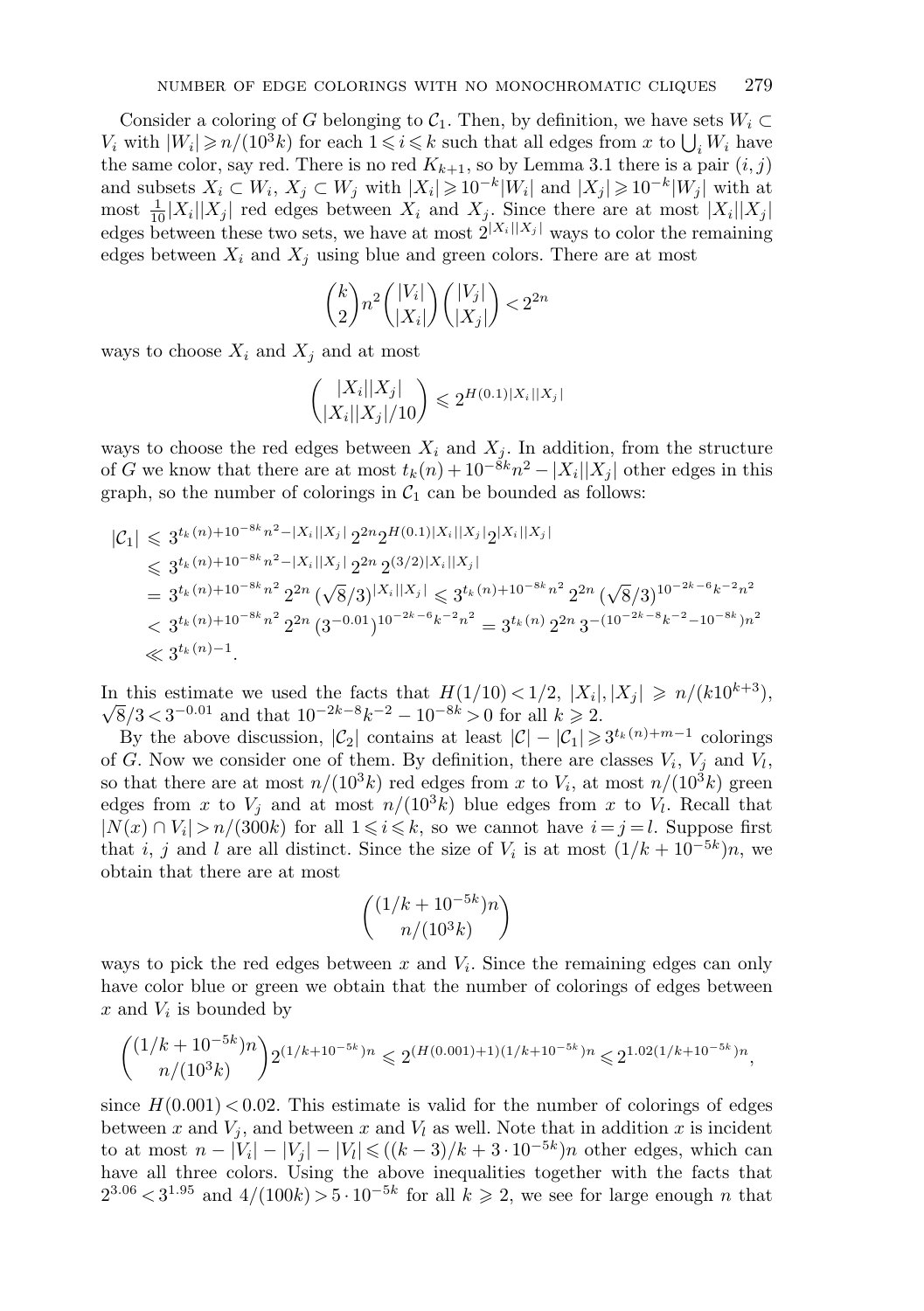Consider a coloring of $G$ belonging to $\mathcal{C}_1$. Then, by definition, we have sets $W_i \subset V_i$ with $|W_i| \geqslant n/(10^3 k)$ for each $1 \leqslant i \leqslant k$ such that all edges from $x$ to $\bigcup_i W_i$ have the same color, say red. There is no red $K_{k+1}$, so by Lemma 3.1 there is a pair $(i,j)$ and subsets $X_i \subset W_i$, $X_j \subset W_j$ with $|X_i| \geqslant 10^{-k}|W_i|$ and $|X_j| \geqslant 10^{-k}|W_j|$ with at most $\frac{1}{10}|X_i||X_j|$ red edges between $X_i$ and $X_j$. Since there are at most $|X_i||X_j|$ edges between these two sets, we have at most $2^{|X_i||X_j|}$ ways to color the remaining edges between $X_i$ and $X_j$ using blue and green colors. There are at most

$$\binom{k}{2} n^2 \binom{|V_i|}{|X_i|}\binom{|V_j|}{|X_j|} < 2^{2n}$$

ways to choose $X_i$ and $X_j$ and at most

$$\binom{|X_i||X_j|}{|X_i||X_j|/10} \leqslant 2^{H(0.1)|X_i||X_j|}$$

ways to choose the red edges between $X_i$ and $X_j$. In addition, from the structure of $G$ we know that there are at most $t_k(n) + 10^{-8k}n^2 - |X_i||X_j|$ other edges in this graph, so the number of colorings in $\mathcal{C}_1$ can be bounded as follows:

$$\begin{aligned}
|\mathcal{C}_1| &\leqslant 3^{t_k(n)+10^{-8k}n^2-|X_i||X_j|}\, 2^{2n} 2^{H(0.1)|X_i||X_j|} 2^{|X_i||X_j|} \\
&\leqslant 3^{t_k(n)+10^{-8k}n^2-|X_i||X_j|}\, 2^{2n}\, 2^{(3/2)|X_i||X_j|} \\
&= 3^{t_k(n)+10^{-8k}n^2}\, 2^{2n}\, (\sqrt{8}/3)^{|X_i||X_j|} \leqslant 3^{t_k(n)+10^{-8k}n^2}\, 2^{2n}\, (\sqrt{8}/3)^{10^{-2k-6}k^{-2}n^2} \\
&< 3^{t_k(n)+10^{-8k}n^2}\, 2^{2n}\, (3^{-0.01})^{10^{-2k-6}k^{-2}n^2} = 3^{t_k(n)}\, 2^{2n}\, 3^{-(10^{-2k-8}k^{-2}-10^{-8k})n^2} \\
&\ll 3^{t_k(n)-1}.
\end{aligned}$$

In this estimate we used the facts that $H(1/10) < 1/2$, $|X_i|, |X_j| \geqslant n/(k10^{k+3})$, $\sqrt{8}/3 < 3^{-0.01}$ and that $10^{-2k-8}k^{-2} - 10^{-8k} > 0$ for all $k \geqslant 2$.

By the above discussion, $|\mathcal{C}_2|$ contains at least $|\mathcal{C}| - |\mathcal{C}_1| \geqslant 3^{t_k(n)+m-1}$ colorings of $G$. Now we consider one of them. By definition, there are classes $V_i$, $V_j$ and $V_l$, so that there are at most $n/(10^3k)$ red edges from $x$ to $V_i$, at most $n/(10^3k)$ green edges from $x$ to $V_j$ and at most $n/(10^3k)$ blue edges from $x$ to $V_l$. Recall that $|N(x) \cap V_i| > n/(300k)$ for all $1 \leqslant i \leqslant k$, so we cannot have $i = j = l$. Suppose first that $i$, $j$ and $l$ are all distinct. Since the size of $V_i$ is at most $(1/k + 10^{-5k})n$, we obtain that there are at most

$$\binom{(1/k+10^{-5k})n}{n/(10^3k)}$$

ways to pick the red edges between $x$ and $V_i$. Since the remaining edges can only have color blue or green we obtain that the number of colorings of edges between $x$ and $V_i$ is bounded by

$$\binom{(1/k+10^{-5k})n}{n/(10^3k)} 2^{(1/k+10^{-5k})n} \leqslant 2^{(H(0.001)+1)(1/k+10^{-5k})n} \leqslant 2^{1.02(1/k+10^{-5k})n},$$

since $H(0.001) < 0.02$. This estimate is valid for the number of colorings of edges between $x$ and $V_j$, and between $x$ and $V_l$ as well. Note that in addition $x$ is incident to at most $n - |V_i| - |V_j| - |V_l| \leqslant ((k-3)/k + 3 \cdot 10^{-5k})n$ other edges, which can have all three colors. Using the above inequalities together with the facts that $2^{3.06} < 3^{1.95}$ and $4/(100k) > 5 \cdot 10^{-5k}$ for all $k \geqslant 2$, we see for large enough $n$ that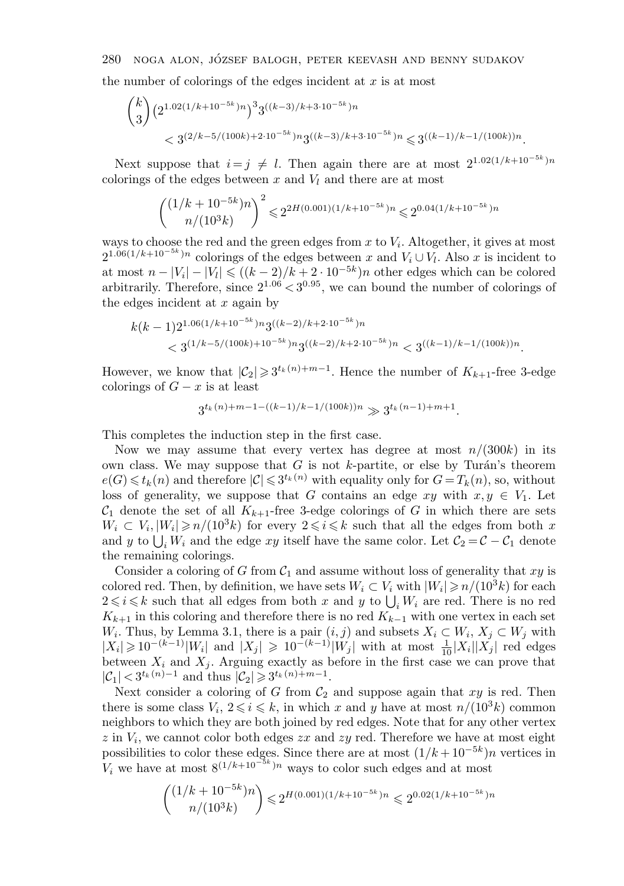the number of colorings of the edges incident at $x$ is at most

$$\binom{k}{3}\left(2^{1.02(1/k+10^{-5k})n}\right)^3 3^{((k-3)/k+3\cdot 10^{-5k})n}$$
$$< 3^{(2/k-5/(100k)+2\cdot 10^{-5k})n} 3^{((k-3)/k+3\cdot 10^{-5k})n} \leqslant 3^{((k-1)/k-1/(100k))n}.$$

Next suppose that $i = j \neq l$. Then again there are at most $2^{1.02(1/k+10^{-5k})n}$ colorings of the edges between $x$ and $V_l$ and there are at most

$$\binom{(1/k+10^{-5k})n}{n/(10^3k)}^2 \leqslant 2^{2H(0.001)(1/k+10^{-5k})n} \leqslant 2^{0.04(1/k+10^{-5k})n}$$

ways to choose the red and the green edges from $x$ to $V_i$. Altogether, it gives at most $2^{1.06(1/k+10^{-5k})n}$ colorings of the edges between $x$ and $V_i \cup V_l$. Also $x$ is incident to at most $n - |V_i| - |V_l| \leqslant ((k-2)/k + 2\cdot 10^{-5k})n$ other edges which can be colored arbitrarily. Therefore, since $2^{1.06} < 3^{0.95}$, we can bound the number of colorings of the edges incident at $x$ again by

$$k(k-1)2^{1.06(1/k+10^{-5k})n} 3^{((k-2)/k+2\cdot 10^{-5k})n}$$
$$< 3^{(1/k-5/(100k)+10^{-5k})n} 3^{((k-2)/k+2\cdot 10^{-5k})n} < 3^{((k-1)/k-1/(100k))n}.$$

However, we know that $|\mathcal{C}_2| \geqslant 3^{t_k(n)+m-1}$. Hence the number of $K_{k+1}$-free 3-edge colorings of $G - x$ is at least

$$3^{t_k(n)+m-1-((k-1)/k-1/(100k))n} \gg 3^{t_k(n-1)+m+1}.$$

This completes the induction step in the first case.

Now we may assume that every vertex has degree at most $n/(300k)$ in its own class. We may suppose that $G$ is not $k$-partite, or else by Turán's theorem $e(G) \leqslant t_k(n)$ and therefore $|\mathcal{C}| \leqslant 3^{t_k(n)}$ with equality only for $G = T_k(n)$, so, without loss of generality, we suppose that $G$ contains an edge $xy$ with $x, y \in V_1$. Let $\mathcal{C}_1$ denote the set of all $K_{k+1}$-free 3-edge colorings of $G$ in which there are sets $W_i \subset V_i, |W_i| \geqslant n/(10^3k)$ for every $2 \leqslant i \leqslant k$ such that all the edges from both $x$ and $y$ to $\bigcup_i W_i$ and the edge $xy$ itself have the same color. Let $\mathcal{C}_2 = \mathcal{C} - \mathcal{C}_1$ denote the remaining colorings.

Consider a coloring of $G$ from $\mathcal{C}_1$ and assume without loss of generality that $xy$ is colored red. Then, by definition, we have sets $W_i \subset V_i$ with $|W_i| \geqslant n/(10^3k)$ for each $2 \leqslant i \leqslant k$ such that all edges from both $x$ and $y$ to $\bigcup_i W_i$ are red. There is no red $K_{k+1}$ in this coloring and therefore there is no red $K_{k-1}$ with one vertex in each set $W_i$. Thus, by Lemma 3.1, there is a pair $(i, j)$ and subsets $X_i \subset W_i$, $X_j \subset W_j$ with $|X_i| \geqslant 10^{-(k-1)}|W_i|$ and $|X_j| \geqslant 10^{-(k-1)}|W_j|$ with at most $\frac{1}{10}|X_i||X_j|$ red edges between $X_i$ and $X_j$. Arguing exactly as before in the first case we can prove that $|\mathcal{C}_1| < 3^{t_k(n)-1}$ and thus $|\mathcal{C}_2| \geqslant 3^{t_k(n)+m-1}$.

Next consider a coloring of $G$ from $\mathcal{C}_2$ and suppose again that $xy$ is red. Then there is some class $V_i$, $2 \leqslant i \leqslant k$, in which $x$ and $y$ have at most $n/(10^3k)$ common neighbors to which they are both joined by red edges. Note that for any other vertex $z$ in $V_i$, we cannot color both edges $zx$ and $zy$ red. Therefore we have at most eight possibilities to color these edges. Since there are at most $(1/k + 10^{-5k})n$ vertices in $V_i$ we have at most $8^{(1/k+10^{-5k})n}$ ways to color such edges and at most

$$\binom{(1/k+10^{-5k})n}{n/(10^3k)} \leqslant 2^{H(0.001)(1/k+10^{-5k})n} \leqslant 2^{0.02(1/k+10^{-5k})n}$$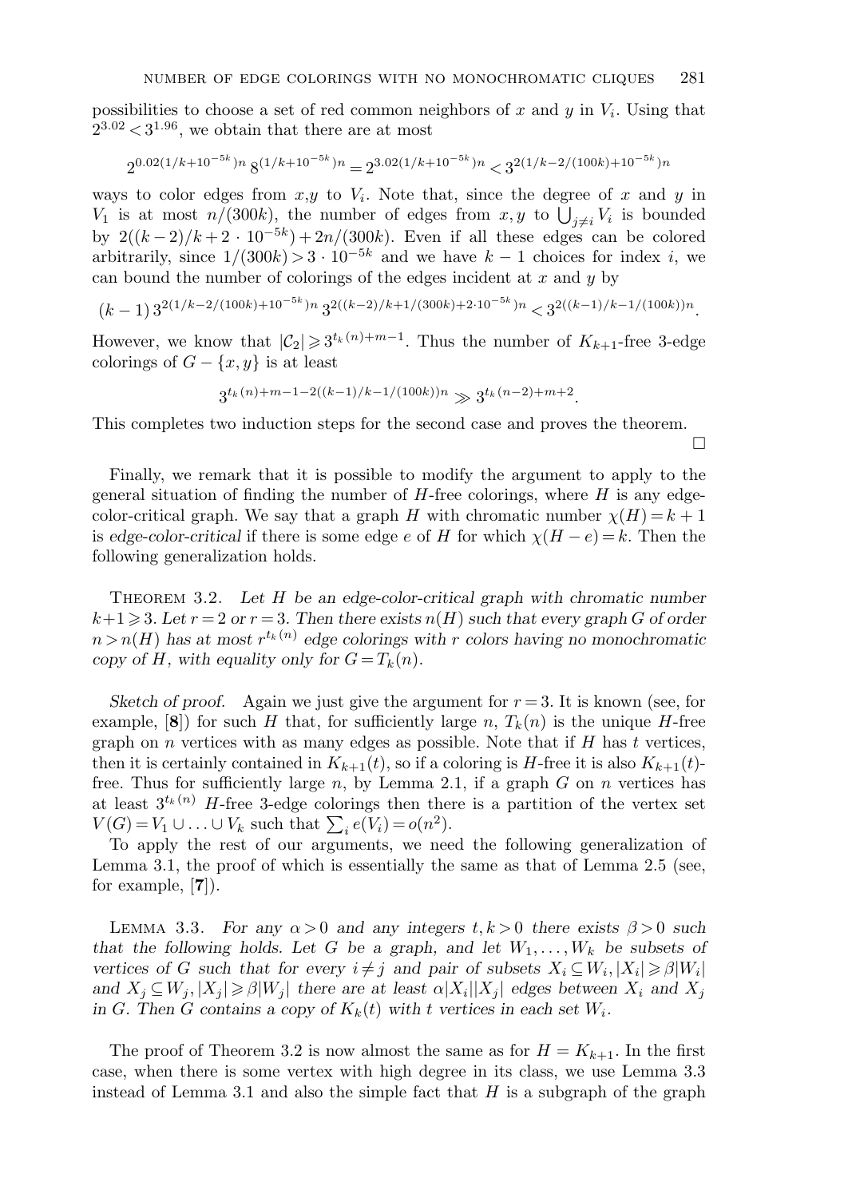possibilities to choose a set of red common neighbors of $x$ and $y$ in $V_i$. Using that $2^{3.02} < 3^{1.96}$, we obtain that there are at most

$$2^{0.02(1/k+10^{-5k})n}\, 8^{(1/k+10^{-5k})n} = 2^{3.02(1/k+10^{-5k})n} < 3^{2(1/k-2/(100k)+10^{-5k})n}$$

ways to color edges from $x,y$ to $V_i$. Note that, since the degree of $x$ and $y$ in $V_1$ is at most $n/(300k)$, the number of edges from $x, y$ to $\bigcup_{j \neq i} V_i$ is bounded by $2((k-2)/k + 2 \cdot 10^{-5k}) + 2n/(300k)$. Even if all these edges can be colored arbitrarily, since $1/(300k) > 3 \cdot 10^{-5k}$ and we have $k-1$ choices for index $i$, we can bound the number of colorings of the edges incident at $x$ and $y$ by

$$(k-1)\, 3^{2(1/k-2/(100k)+10^{-5k})n}\, 3^{2((k-2)/k+1/(300k)+2\cdot 10^{-5k})n} < 3^{2((k-1)/k-1/(100k))n}.$$

However, we know that $|\mathcal{C}_2| \geqslant 3^{t_k(n)+m-1}$. Thus the number of $K_{k+1}$-free 3-edge colorings of $G - \{x, y\}$ is at least

$$3^{t_k(n)+m-1-2((k-1)/k-1/(100k))n} \gg 3^{t_k(n-2)+m+2}.$$

This completes two induction steps for the second case and proves the theorem.

□

Finally, we remark that it is possible to modify the argument to apply to the general situation of finding the number of $H$-free colorings, where $H$ is any edge-color-critical graph. We say that a graph $H$ with chromatic number $\chi(H) = k+1$ is *edge-color-critical* if there is some edge $e$ of $H$ for which $\chi(H - e) = k$. Then the following generalization holds.

Theorem 3.2. *Let $H$ be an edge-color-critical graph with chromatic number $k+1 \geqslant 3$. Let $r = 2$ or $r = 3$. Then there exists $n(H)$ such that every graph $G$ of order $n > n(H)$ has at most $r^{t_k(n)}$ edge colorings with $r$ colors having no monochromatic copy of $H$, with equality only for $G = T_k(n)$.*

*Sketch of proof.* Again we just give the argument for $r = 3$. It is known (see, for example, [**8**]) for such $H$ that, for sufficiently large $n$, $T_k(n)$ is the unique $H$-free graph on $n$ vertices with as many edges as possible. Note that if $H$ has $t$ vertices, then it is certainly contained in $K_{k+1}(t)$, so if a coloring is $H$-free it is also $K_{k+1}(t)$-free. Thus for sufficiently large $n$, by Lemma 2.1, if a graph $G$ on $n$ vertices has at least $3^{t_k(n)}$ $H$-free 3-edge colorings then there is a partition of the vertex set $V(G) = V_1 \cup \ldots \cup V_k$ such that $\sum_i e(V_i) = o(n^2)$.

To apply the rest of our arguments, we need the following generalization of Lemma 3.1, the proof of which is essentially the same as that of Lemma 2.5 (see, for example, [**7**]).

Lemma 3.3. *For any $\alpha > 0$ and any integers $t, k > 0$ there exists $\beta > 0$ such that the following holds. Let $G$ be a graph, and let $W_1, \ldots, W_k$ be subsets of vertices of $G$ such that for every $i \neq j$ and pair of subsets $X_i \subseteq W_i, |X_i| \geqslant \beta|W_i|$ and $X_j \subseteq W_j, |X_j| \geqslant \beta|W_j|$ there are at least $\alpha|X_i||X_j|$ edges between $X_i$ and $X_j$ in $G$. Then $G$ contains a copy of $K_k(t)$ with $t$ vertices in each set $W_i$.*

The proof of Theorem 3.2 is now almost the same as for $H = K_{k+1}$. In the first case, when there is some vertex with high degree in its class, we use Lemma 3.3 instead of Lemma 3.1 and also the simple fact that $H$ is a subgraph of the graph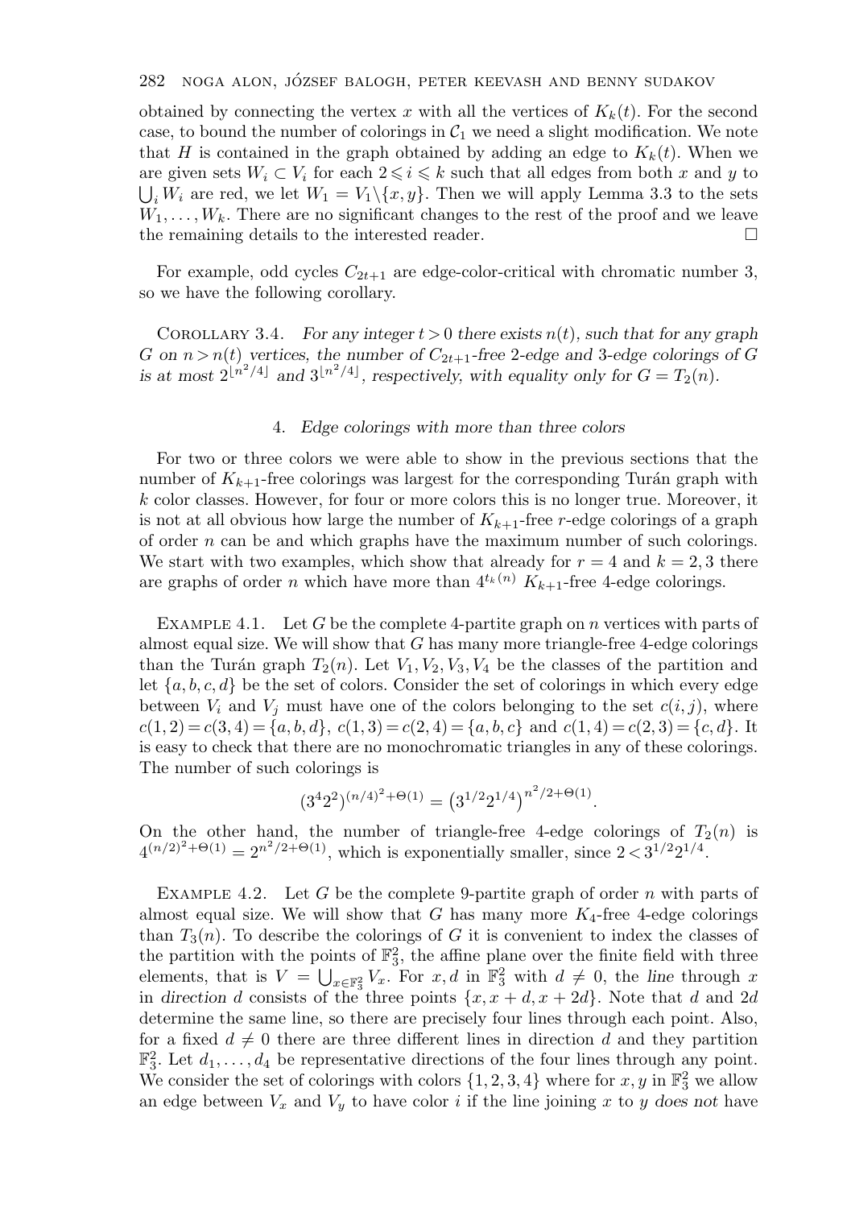obtained by connecting the vertex $x$ with all the vertices of $K_k(t)$. For the second case, to bound the number of colorings in $\mathcal{C}_1$ we need a slight modification. We note that $H$ is contained in the graph obtained by adding an edge to $K_k(t)$. When we are given sets $W_i \subset V_i$ for each $2 \leqslant i \leqslant k$ such that all edges from both $x$ and $y$ to $\bigcup_i W_i$ are red, we let $W_1 = V_1 \backslash \{x, y\}$. Then we will apply Lemma 3.3 to the sets $W_1, \ldots, W_k$. There are no significant changes to the rest of the proof and we leave the remaining details to the interested reader. □

For example, odd cycles $C_{2t+1}$ are edge-color-critical with chromatic number 3, so we have the following corollary.

Corollary 3.4. *For any integer $t > 0$ there exists $n(t)$, such that for any graph $G$ on $n > n(t)$ vertices, the number of $C_{2t+1}$-free 2-edge and 3-edge colorings of $G$ is at most $2^{\lfloor n^2/4 \rfloor}$ and $3^{\lfloor n^2/4 \rfloor}$, respectively, with equality only for $G = T_2(n)$.*

## 4. *Edge colorings with more than three colors*

For two or three colors we were able to show in the previous sections that the number of $K_{k+1}$-free colorings was largest for the corresponding Turán graph with $k$ color classes. However, for four or more colors this is no longer true. Moreover, it is not at all obvious how large the number of $K_{k+1}$-free $r$-edge colorings of a graph of order $n$ can be and which graphs have the maximum number of such colorings. We start with two examples, which show that already for $r = 4$ and $k = 2, 3$ there are graphs of order $n$ which have more than $4^{t_k(n)}$ $K_{k+1}$-free 4-edge colorings.

Example 4.1. Let $G$ be the complete 4-partite graph on $n$ vertices with parts of almost equal size. We will show that $G$ has many more triangle-free 4-edge colorings than the Turán graph $T_2(n)$. Let $V_1, V_2, V_3, V_4$ be the classes of the partition and let $\{a, b, c, d\}$ be the set of colors. Consider the set of colorings in which every edge between $V_i$ and $V_j$ must have one of the colors belonging to the set $c(i, j)$, where $c(1, 2) = c(3, 4) = \{a, b, d\}$, $c(1, 3) = c(2, 4) = \{a, b, c\}$ and $c(1, 4) = c(2, 3) = \{c, d\}$. It is easy to check that there are no monochromatic triangles in any of these colorings. The number of such colorings is

$$(3^4 2^2)^{(n/4)^2 + \Theta(1)} = \left(3^{1/2} 2^{1/4}\right)^{n^2/2 + \Theta(1)}.$$

On the other hand, the number of triangle-free 4-edge colorings of $T_2(n)$ is $4^{(n/2)^2 + \Theta(1)} = 2^{n^2/2 + \Theta(1)}$, which is exponentially smaller, since $2 < 3^{1/2} 2^{1/4}$.

Example 4.2. Let $G$ be the complete 9-partite graph of order $n$ with parts of almost equal size. We will show that $G$ has many more $K_4$-free 4-edge colorings than $T_3(n)$. To describe the colorings of $G$ it is convenient to index the classes of the partition with the points of $\mathbb{F}_3^2$, the affine plane over the finite field with three elements, that is $V = \bigcup_{x \in \mathbb{F}_3^2} V_x$. For $x, d$ in $\mathbb{F}_3^2$ with $d \neq 0$, the *line* through $x$ in *direction* $d$ consists of the three points $\{x, x + d, x + 2d\}$. Note that $d$ and $2d$ determine the same line, so there are precisely four lines through each point. Also, for a fixed $d \neq 0$ there are three different lines in direction $d$ and they partition $\mathbb{F}_3^2$. Let $d_1, \ldots, d_4$ be representative directions of the four lines through any point. We consider the set of colorings with colors $\{1, 2, 3, 4\}$ where for $x, y$ in $\mathbb{F}_3^2$ we allow an edge between $V_x$ and $V_y$ to have color $i$ if the line joining $x$ to $y$ *does not* have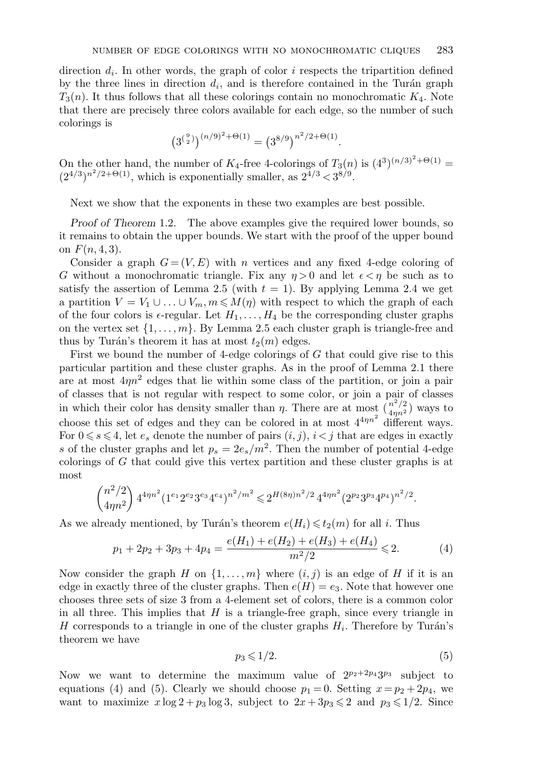direction $d_i$. In other words, the graph of color $i$ respects the tripartition defined by the three lines in direction $d_i$, and is therefore contained in the Turán graph $T_3(n)$. It thus follows that all these colorings contain no monochromatic $K_4$. Note that there are precisely three colors available for each edge, so the number of such colorings is

$$\left(3^{\binom{9}{2}}\right)^{(n/9)^2+\Theta(1)} = \left(3^{8/9}\right)^{n^2/2+\Theta(1)}.$$

On the other hand, the number of $K_4$-free 4-colorings of $T_3(n)$ is $(4^3)^{(n/3)^2+\Theta(1)} = (2^{4/3})^{n^2/2+\Theta(1)}$, which is exponentially smaller, as $2^{4/3} < 3^{8/9}$.

Next we show that the exponents in these two examples are best possible.

*Proof of Theorem* 1.2. The above examples give the required lower bounds, so it remains to obtain the upper bounds. We start with the proof of the upper bound on $F(n,4,3)$.

Consider a graph $G=(V,E)$ with $n$ vertices and any fixed 4-edge coloring of $G$ without a monochromatic triangle. Fix any $\eta > 0$ and let $\epsilon < \eta$ be such as to satisfy the assertion of Lemma 2.5 (with $t = 1$). By applying Lemma 2.4 we get a partition $V = V_1 \cup \ldots \cup V_m, m \leqslant M(\eta)$ with respect to which the graph of each of the four colors is $\epsilon$-regular. Let $H_1, \ldots, H_4$ be the corresponding cluster graphs on the vertex set $\{1, \ldots, m\}$. By Lemma 2.5 each cluster graph is triangle-free and thus by Turán's theorem it has at most $t_2(m)$ edges.

First we bound the number of 4-edge colorings of $G$ that could give rise to this particular partition and these cluster graphs. As in the proof of Lemma 2.1 there are at most $4\eta n^2$ edges that lie within some class of the partition, or join a pair of classes that is not regular with respect to some color, or join a pair of classes in which their color has density smaller than $\eta$. There are at most $\binom{n^2/2}{4\eta n^2}$ ways to choose this set of edges and they can be colored in at most $4^{4\eta n^2}$ different ways. For $0 \leqslant s \leqslant 4$, let $e_s$ denote the number of pairs $(i,j)$, $i<j$ that are edges in exactly $s$ of the cluster graphs and let $p_s = 2e_s/m^2$. Then the number of potential 4-edge colorings of $G$ that could give this vertex partition and these cluster graphs is at most

$$\binom{n^2/2}{4\eta n^2} 4^{4\eta n^2} (1^{e_1} 2^{e_2} 3^{e_3} 4^{e_4})^{n^2/m^2} \leqslant 2^{H(8\eta)n^2/2}\, 4^{4\eta n^2} (2^{p_2} 3^{p_3} 4^{p_4})^{n^2/2}.$$

As we already mentioned, by Turán's theorem $e(H_i) \leqslant t_2(m)$ for all $i$. Thus

$$p_1 + 2p_2 + 3p_3 + 4p_4 = \frac{e(H_1)+e(H_2)+e(H_3)+e(H_4)}{m^2/2} \leqslant 2. \tag{4}$$

Now consider the graph $H$ on $\{1, \ldots, m\}$ where $(i,j)$ is an edge of $H$ if it is an edge in exactly three of the cluster graphs. Then $e(H) = e_3$. Note that however one chooses three sets of size 3 from a 4-element set of colors, there is a common color in all three. This implies that $H$ is a triangle-free graph, since every triangle in $H$ corresponds to a triangle in one of the cluster graphs $H_i$. Therefore by Turán's theorem we have

$$p_3 \leqslant 1/2. \tag{5}$$

Now we want to determine the maximum value of $2^{p_2+2p_4}3^{p_3}$ subject to equations (4) and (5). Clearly we should choose $p_1 = 0$. Setting $x = p_2 + 2p_4$, we want to maximize $x \log 2 + p_3 \log 3$, subject to $2x + 3p_3 \leqslant 2$ and $p_3 \leqslant 1/2$. Since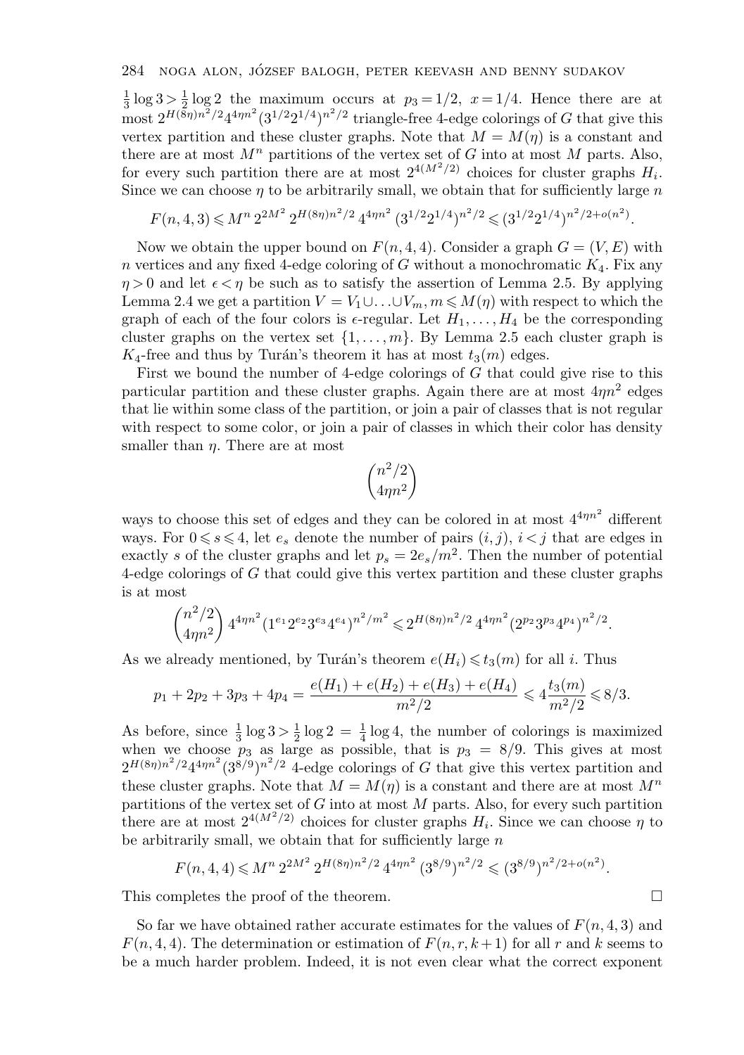$\frac{1}{3}\log 3 > \frac{1}{2}\log 2$ the maximum occurs at $p_3 = 1/2$, $x = 1/4$. Hence there are at most $2^{H(8\eta)n^2/2}4^{4\eta n^2}(3^{1/2}2^{1/4})^{n^2/2}$ triangle-free 4-edge colorings of $G$ that give this vertex partition and these cluster graphs. Note that $M = M(\eta)$ is a constant and there are at most $M^n$ partitions of the vertex set of $G$ into at most $M$ parts. Also, for every such partition there are at most $2^{4(M^2/2)}$ choices for cluster graphs $H_i$. Since we can choose $\eta$ to be arbitrarily small, we obtain that for sufficiently large $n$

$$F(n,4,3) \leqslant M^n\, 2^{2M^2}\, 2^{H(8\eta)n^2/2}\, 4^{4\eta n^2}\, (3^{1/2}2^{1/4})^{n^2/2} \leqslant (3^{1/2}2^{1/4})^{n^2/2+o(n^2)}.$$

Now we obtain the upper bound on $F(n,4,4)$. Consider a graph $G = (V,E)$ with $n$ vertices and any fixed 4-edge coloring of $G$ without a monochromatic $K_4$. Fix any $\eta > 0$ and let $\epsilon < \eta$ be such as to satisfy the assertion of Lemma 2.5. By applying Lemma 2.4 we get a partition $V = V_1 \cup \ldots \cup V_m$, $m \leqslant M(\eta)$ with respect to which the graph of each of the four colors is $\epsilon$-regular. Let $H_1, \ldots, H_4$ be the corresponding cluster graphs on the vertex set $\{1,\ldots,m\}$. By Lemma 2.5 each cluster graph is $K_4$-free and thus by Turán's theorem it has at most $t_3(m)$ edges.

First we bound the number of 4-edge colorings of $G$ that could give rise to this particular partition and these cluster graphs. Again there are at most $4\eta n^2$ edges that lie within some class of the partition, or join a pair of classes that is not regular with respect to some color, or join a pair of classes in which their color has density smaller than $\eta$. There are at most

$$\binom{n^2/2}{4\eta n^2}$$

ways to choose this set of edges and they can be colored in at most $4^{4\eta n^2}$ different ways. For $0 \leqslant s \leqslant 4$, let $e_s$ denote the number of pairs $(i,j)$, $i<j$ that are edges in exactly $s$ of the cluster graphs and let $p_s = 2e_s/m^2$. Then the number of potential 4-edge colorings of $G$ that could give this vertex partition and these cluster graphs is at most

$$\binom{n^2/2}{4\eta n^2}\, 4^{4\eta n^2}\big(1^{e_1}2^{e_2}3^{e_3}4^{e_4}\big)^{n^2/m^2} \leqslant 2^{H(8\eta)n^2/2}\, 4^{4\eta n^2}\, (2^{p_2}3^{p_3}4^{p_4})^{n^2/2}.$$

As we already mentioned, by Turán's theorem $e(H_i) \leqslant t_3(m)$ for all $i$. Thus

$$p_1 + 2p_2 + 3p_3 + 4p_4 = \frac{e(H_1)+e(H_2)+e(H_3)+e(H_4)}{m^2/2} \leqslant 4\frac{t_3(m)}{m^2/2} \leqslant 8/3.$$

As before, since $\frac{1}{3}\log 3 > \frac{1}{2}\log 2 = \frac{1}{4}\log 4$, the number of colorings is maximized when we choose $p_3$ as large as possible, that is $p_3 = 8/9$. This gives at most $2^{H(8\eta)n^2/2}4^{4\eta n^2}(3^{8/9})^{n^2/2}$ 4-edge colorings of $G$ that give this vertex partition and these cluster graphs. Note that $M = M(\eta)$ is a constant and there are at most $M^n$ partitions of the vertex set of $G$ into at most $M$ parts. Also, for every such partition there are at most $2^{4(M^2/2)}$ choices for cluster graphs $H_i$. Since we can choose $\eta$ to be arbitrarily small, we obtain that for sufficiently large $n$

$$F(n,4,4) \leqslant M^n\, 2^{2M^2}\, 2^{H(8\eta)n^2/2}\, 4^{4\eta n^2}\, (3^{8/9})^{n^2/2} \leqslant (3^{8/9})^{n^2/2+o(n^2)}.$$

This completes the proof of the theorem. □

So far we have obtained rather accurate estimates for the values of $F(n,4,3)$ and $F(n,4,4)$. The determination or estimation of $F(n,r,k+1)$ for all $r$ and $k$ seems to be a much harder problem. Indeed, it is not even clear what the correct exponent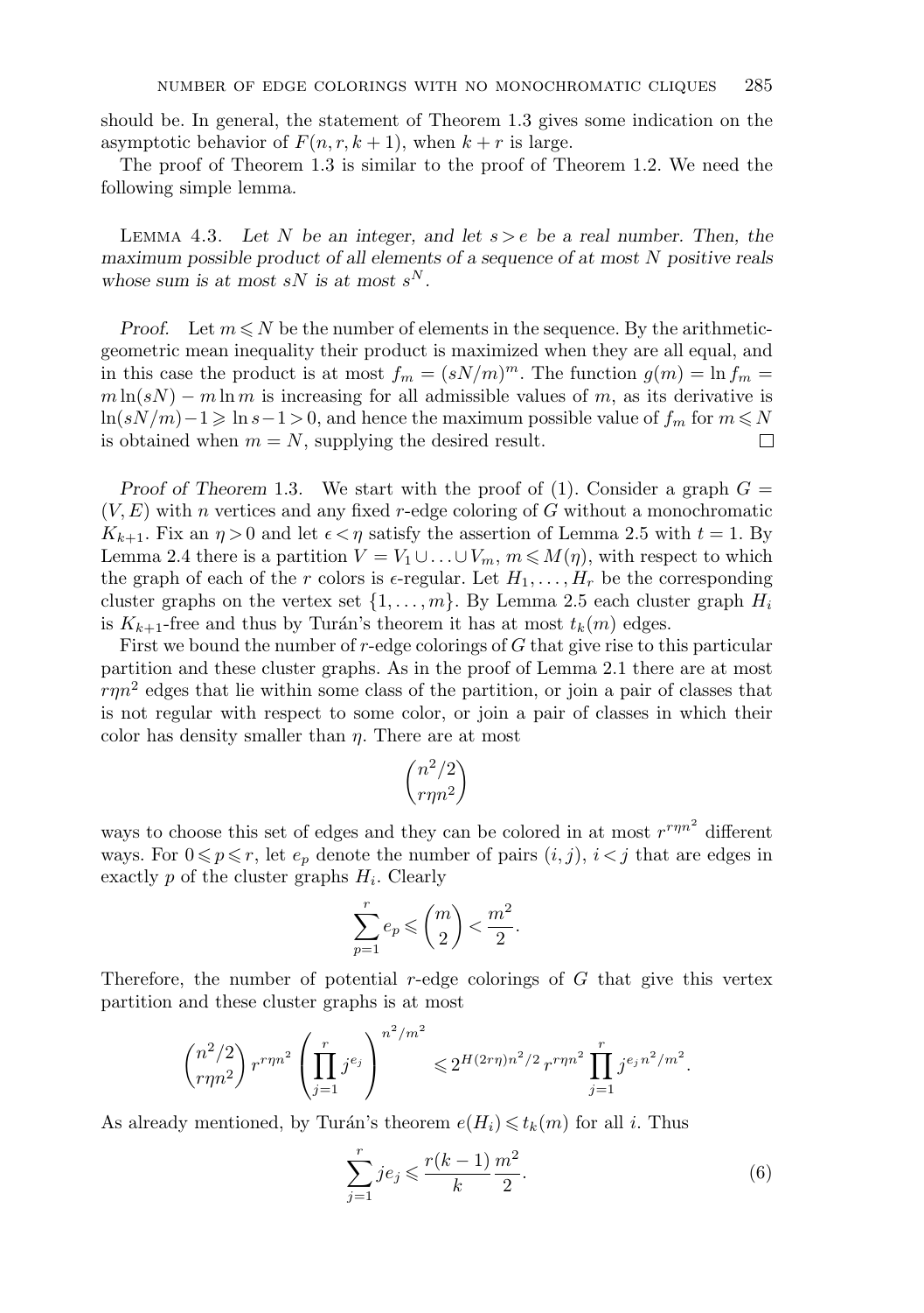should be. In general, the statement of Theorem 1.3 gives some indication on the asymptotic behavior of $F(n, r, k+1)$, when $k+r$ is large.

The proof of Theorem 1.3 is similar to the proof of Theorem 1.2. We need the following simple lemma.

Lemma 4.3. *Let $N$ be an integer, and let $s > e$ be a real number. Then, the maximum possible product of all elements of a sequence of at most $N$ positive reals whose sum is at most $sN$ is at most $s^N$.*

*Proof.* Let $m \leqslant N$ be the number of elements in the sequence. By the arithmetic-geometric mean inequality their product is maximized when they are all equal, and in this case the product is at most $f_m = (sN/m)^m$. The function $g(m) = \ln f_m = m\ln(sN) - m\ln m$ is increasing for all admissible values of $m$, as its derivative is $\ln(sN/m) - 1 \geqslant \ln s - 1 > 0$, and hence the maximum possible value of $f_m$ for $m \leqslant N$ is obtained when $m = N$, supplying the desired result. $\square$

*Proof of Theorem 1.3.* We start with the proof of (1). Consider a graph $G = (V, E)$ with $n$ vertices and any fixed $r$-edge coloring of $G$ without a monochromatic $K_{k+1}$. Fix an $\eta > 0$ and let $\epsilon < \eta$ satisfy the assertion of Lemma 2.5 with $t = 1$. By Lemma 2.4 there is a partition $V = V_1 \cup \ldots \cup V_m$, $m \leqslant M(\eta)$, with respect to which the graph of each of the $r$ colors is $\epsilon$-regular. Let $H_1, \ldots, H_r$ be the corresponding cluster graphs on the vertex set $\{1, \ldots, m\}$. By Lemma 2.5 each cluster graph $H_i$ is $K_{k+1}$-free and thus by Turán's theorem it has at most $t_k(m)$ edges.

First we bound the number of $r$-edge colorings of $G$ that give rise to this particular partition and these cluster graphs. As in the proof of Lemma 2.1 there are at most $r\eta n^2$ edges that lie within some class of the partition, or join a pair of classes that is not regular with respect to some color, or join a pair of classes in which their color has density smaller than $\eta$. There are at most

$$\binom{n^2/2}{r\eta n^2}$$

ways to choose this set of edges and they can be colored in at most $r^{r\eta n^2}$ different ways. For $0 \leqslant p \leqslant r$, let $e_p$ denote the number of pairs $(i,j)$, $i < j$ that are edges in exactly $p$ of the cluster graphs $H_i$. Clearly

$$\sum_{p=1}^{r} e_p \leqslant \binom{m}{2} < \frac{m^2}{2}.$$

Therefore, the number of potential $r$-edge colorings of $G$ that give this vertex partition and these cluster graphs is at most

$$\binom{n^2/2}{r\eta n^2} r^{r\eta n^2} \left(\prod_{j=1}^{r} j^{e_j}\right)^{n^2/m^2} \leqslant 2^{H(2r\eta)n^2/2}\, r^{r\eta n^2} \prod_{j=1}^{r} j^{e_j n^2/m^2}.$$

As already mentioned, by Turán's theorem $e(H_i) \leqslant t_k(m)$ for all $i$. Thus

$$\sum_{j=1}^{r} j e_j \leqslant \frac{r(k-1)}{k}\frac{m^2}{2}. \tag{6}$$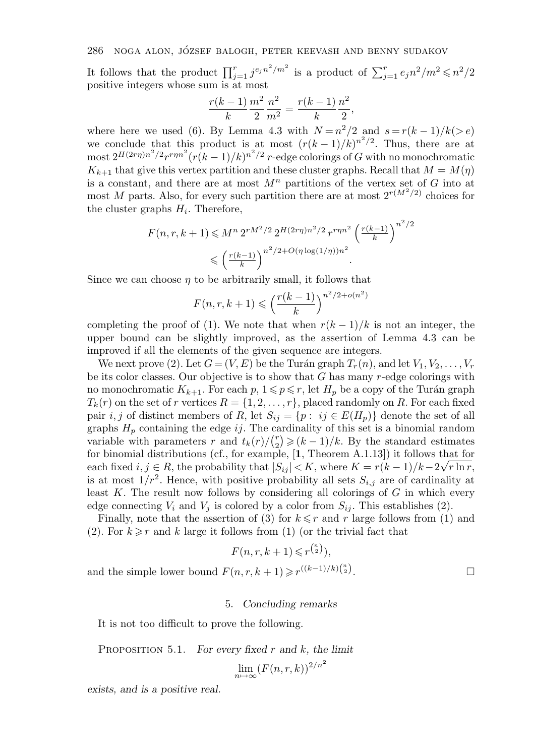It follows that the product $\prod_{j=1}^{r} j^{e_j n^2/m^2}$ is a product of $\sum_{j=1}^{r} e_j n^2/m^2 \leqslant n^2/2$ positive integers whose sum is at most

$$\frac{r(k-1)}{k}\frac{m^2}{2}\frac{n^2}{m^2} = \frac{r(k-1)}{k}\frac{n^2}{2},$$

where here we used (6). By Lemma 4.3 with $N = n^2/2$ and $s = r(k-1)/k (> e)$ we conclude that this product is at most $(r(k-1)/k)^{n^2/2}$. Thus, there are at most $2^{H(2r\eta)n^2/2} r^{r\eta n^2} (r(k-1)/k)^{n^2/2}$ $r$-edge colorings of $G$ with no monochromatic $K_{k+1}$ that give this vertex partition and these cluster graphs. Recall that $M = M(\eta)$ is a constant, and there are at most $M^n$ partitions of the vertex set of $G$ into at most $M$ parts. Also, for every such partition there are at most $2^{r(M^2/2)}$ choices for the cluster graphs $H_i$. Therefore,

$$\begin{aligned}F(n,r,k+1) &\leqslant M^n\, 2^{rM^2/2}\, 2^{H(2r\eta)n^2/2}\, r^{r\eta n^2} \left(\tfrac{r(k-1)}{k}\right)^{n^2/2} \\ &\leqslant \left(\tfrac{r(k-1)}{k}\right)^{n^2/2 + O(\eta \log(1/\eta))n^2}.\end{aligned}$$

Since we can choose $\eta$ to be arbitrarily small, it follows that

$$F(n,r,k+1) \leqslant \left(\frac{r(k-1)}{k}\right)^{n^2/2 + o(n^2)}$$

completing the proof of (1). We note that when $r(k-1)/k$ is not an integer, the upper bound can be slightly improved, as the assertion of Lemma 4.3 can be improved if all the elements of the given sequence are integers.

We next prove (2). Let $G = (V, E)$ be the Turán graph $T_r(n)$, and let $V_1, V_2, \ldots, V_r$ be its color classes. Our objective is to show that $G$ has many $r$-edge colorings with no monochromatic $K_{k+1}$. For each $p$, $1 \leqslant p \leqslant r$, let $H_p$ be a copy of the Turán graph $T_k(r)$ on the set of $r$ vertices $R = \{1, 2, \ldots, r\}$, placed randomly on $R$. For each fixed pair $i, j$ of distinct members of $R$, let $S_{ij} = \{p : ij \in E(H_p)\}$ denote the set of all graphs $H_p$ containing the edge $ij$. The cardinality of this set is a binomial random variable with parameters $r$ and $t_k(r)/\binom{r}{2} \geqslant (k-1)/k$. By the standard estimates for binomial distributions (cf., for example, [**1**, Theorem A.1.13]) it follows that for each fixed $i, j \in R$, the probability that $|S_{ij}| < K$, where $K = r(k-1)/k - 2\sqrt{r \ln r}$, is at most $1/r^2$. Hence, with positive probability all sets $S_{i,j}$ are of cardinality at least $K$. The result now follows by considering all colorings of $G$ in which every edge connecting $V_i$ and $V_j$ is colored by a color from $S_{ij}$. This establishes (2).

Finally, note that the assertion of (3) for $k \leqslant r$ and $r$ large follows from (1) and (2). For $k \geqslant r$ and $k$ large it follows from (1) (or the trivial fact that

$$F(n,r,k+1) \leqslant r^{\binom{n}{2}}),$$

and the simple lower bound $F(n,r,k+1) \geqslant r^{((k-1)/k)\binom{n}{2}}$. $\square$

## 5. *Concluding remarks*

It is not too difficult to prove the following.

Proposition 5.1. *For every fixed $r$ and $k$, the limit*

$$\lim_{n \mapsto \infty} (F(n,r,k))^{2/n^2}$$

*exists, and is a positive real.*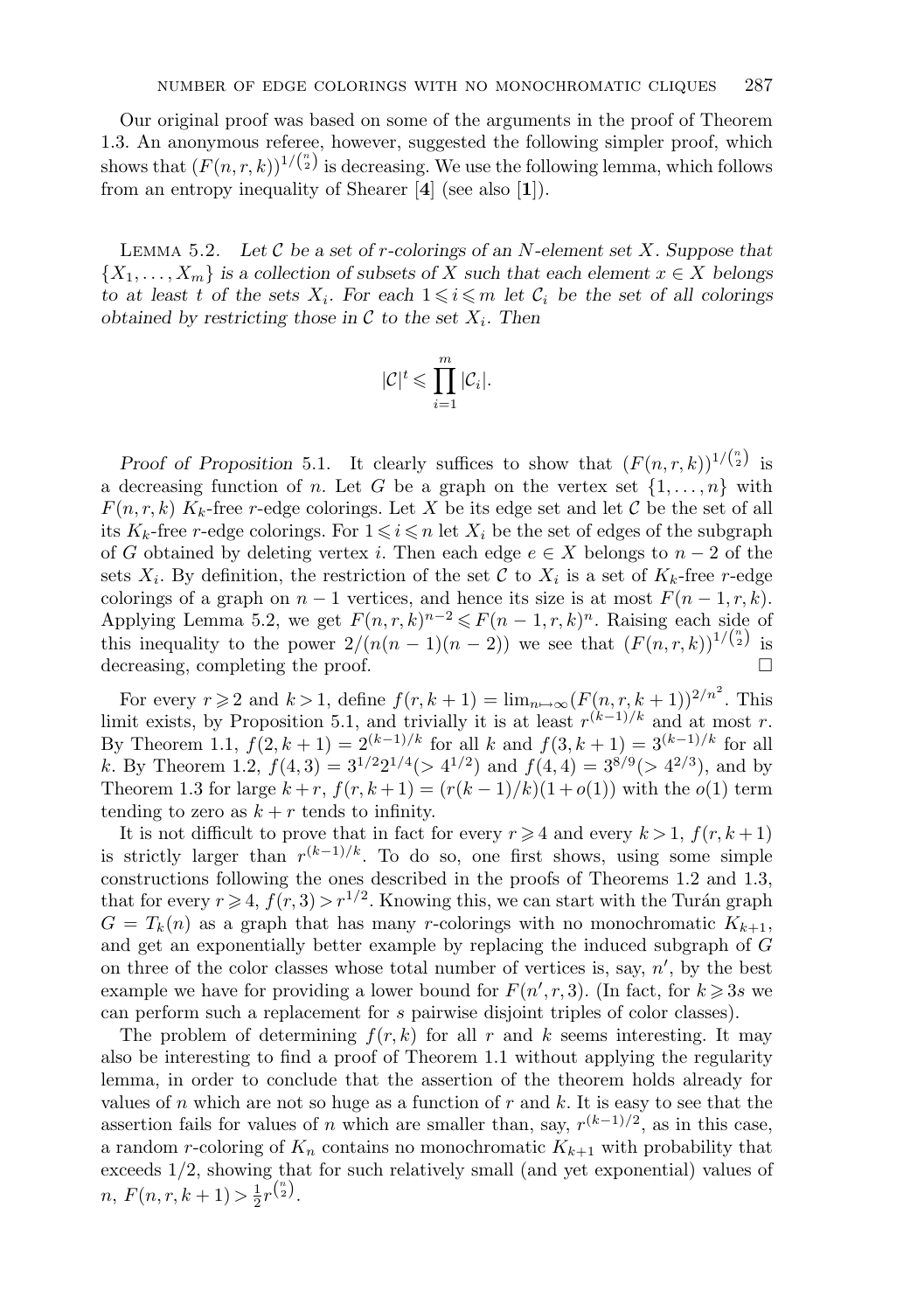Our original proof was based on some of the arguments in the proof of Theorem 1.3. An anonymous referee, however, suggested the following simpler proof, which shows that $(F(n,r,k))^{1/\binom{n}{2}}$ is decreasing. We use the following lemma, which follows from an entropy inequality of Shearer [**4**] (see also [**1**]).

Lemma 5.2. *Let $\mathcal{C}$ be a set of $r$-colorings of an $N$-element set $X$. Suppose that $\{X_1,\dots,X_m\}$ is a collection of subsets of $X$ such that each element $x \in X$ belongs to at least $t$ of the sets $X_i$. For each $1 \leqslant i \leqslant m$ let $\mathcal{C}_i$ be the set of all colorings obtained by restricting those in $\mathcal{C}$ to the set $X_i$. Then*

$$|\mathcal{C}|^t \leqslant \prod_{i=1}^{m} |\mathcal{C}_i|.$$

*Proof of Proposition* 5.1. It clearly suffices to show that $(F(n,r,k))^{1/\binom{n}{2}}$ is a decreasing function of $n$. Let $G$ be a graph on the vertex set $\{1,\dots,n\}$ with $F(n,r,k)$ $K_k$-free $r$-edge colorings. Let $X$ be its edge set and let $\mathcal{C}$ be the set of all its $K_k$-free $r$-edge colorings. For $1 \leqslant i \leqslant n$ let $X_i$ be the set of edges of the subgraph of $G$ obtained by deleting vertex $i$. Then each edge $e \in X$ belongs to $n-2$ of the sets $X_i$. By definition, the restriction of the set $\mathcal{C}$ to $X_i$ is a set of $K_k$-free $r$-edge colorings of a graph on $n-1$ vertices, and hence its size is at most $F(n-1,r,k)$. Applying Lemma 5.2, we get $F(n,r,k)^{n-2} \leqslant F(n-1,r,k)^n$. Raising each side of this inequality to the power $2/(n(n-1)(n-2))$ we see that $(F(n,r,k))^{1/\binom{n}{2}}$ is decreasing, completing the proof. $\square$

For every $r \geqslant 2$ and $k > 1$, define $f(r,k+1) = \lim_{n\mapsto\infty}(F(n,r,k+1))^{2/n^2}$. This limit exists, by Proposition 5.1, and trivially it is at least $r^{(k-1)/k}$ and at most $r$. By Theorem 1.1, $f(2,k+1) = 2^{(k-1)/k}$ for all $k$ and $f(3,k+1) = 3^{(k-1)/k}$ for all $k$. By Theorem 1.2, $f(4,3) = 3^{1/2}2^{1/4} (> 4^{1/2})$ and $f(4,4) = 3^{8/9} (> 4^{2/3})$, and by Theorem 1.3 for large $k+r$, $f(r,k+1) = (r(k-1)/k)(1+o(1))$ with the $o(1)$ term tending to zero as $k+r$ tends to infinity.

It is not difficult to prove that in fact for every $r \geqslant 4$ and every $k > 1$, $f(r,k+1)$ is strictly larger than $r^{(k-1)/k}$. To do so, one first shows, using some simple constructions following the ones described in the proofs of Theorems 1.2 and 1.3, that for every $r \geqslant 4$, $f(r,3) > r^{1/2}$. Knowing this, we can start with the Turán graph $G = T_k(n)$ as a graph that has many $r$-colorings with no monochromatic $K_{k+1}$, and get an exponentially better example by replacing the induced subgraph of $G$ on three of the color classes whose total number of vertices is, say, $n'$, by the best example we have for providing a lower bound for $F(n',r,3)$. (In fact, for $k \geqslant 3s$ we can perform such a replacement for $s$ pairwise disjoint triples of color classes).

The problem of determining $f(r,k)$ for all $r$ and $k$ seems interesting. It may also be interesting to find a proof of Theorem 1.1 without applying the regularity lemma, in order to conclude that the assertion of the theorem holds already for values of $n$ which are not so huge as a function of $r$ and $k$. It is easy to see that the assertion fails for values of $n$ which are smaller than, say, $r^{(k-1)/2}$, as in this case, a random $r$-coloring of $K_n$ contains no monochromatic $K_{k+1}$ with probability that exceeds $1/2$, showing that for such relatively small (and yet exponential) values of $n$, $F(n,r,k+1) > \frac{1}{2}r^{\binom{n}{2}}$.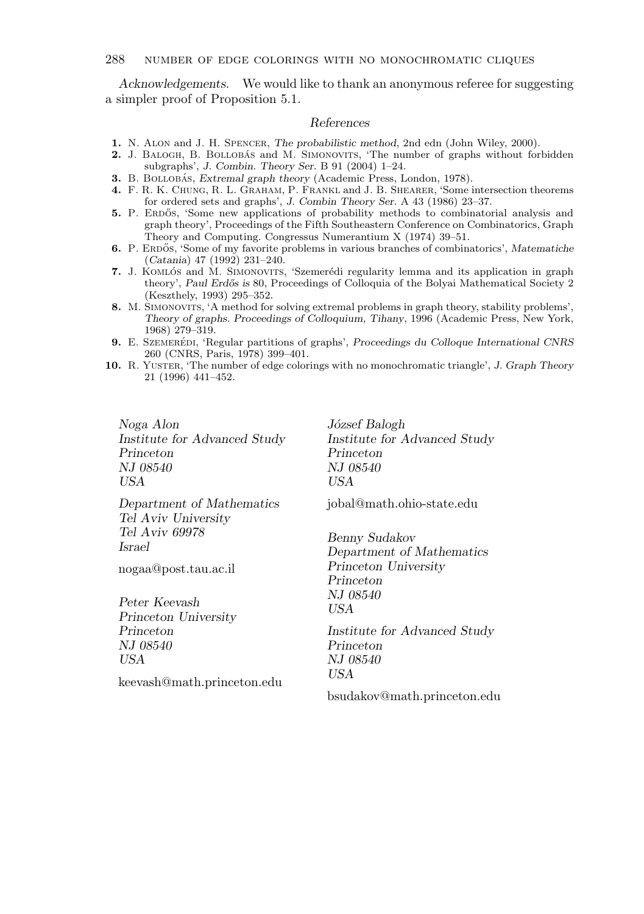*Acknowledgements.* We would like to thank an anonymous referee for suggesting a simpler proof of Proposition 5.1.

## References

1. N. Alon and J. H. Spencer, *The probabilistic method*, 2nd edn (John Wiley, 2000).
2. J. Balogh, B. Bollobás and M. Simonovits, 'The number of graphs without forbidden subgraphs', *J. Combin. Theory Ser.* B 91 (2004) 1–24.
3. B. Bollobás, *Extremal graph theory* (Academic Press, London, 1978).
4. F. R. K. Chung, R. L. Graham, P. Frankl and J. B. Shearer, 'Some intersection theorems for ordered sets and graphs', *J. Combin Theory Ser.* A 43 (1986) 23–37.
5. P. Erdős, 'Some new applications of probability methods to combinatorial analysis and graph theory', Proceedings of the Fifth Southeastern Conference on Combinatorics, Graph Theory and Computing. Congressus Numerantium X (1974) 39–51.
6. P. Erdős, 'Some of my favorite problems in various branches of combinatorics', *Matematiche* (*Catania*) 47 (1992) 231–240.
7. J. Komlós and M. Simonovits, 'Szemerédi regularity lemma and its application in graph theory', *Paul Erdős is* 80, Proceedings of Colloquia of the Bolyai Mathematical Society 2 (Keszthely, 1993) 295–352.
8. M. Simonovits, 'A method for solving extremal problems in graph theory, stability problems', *Theory of graphs. Proceedings of Colloquium, Tihany*, 1996 (Academic Press, New York, 1968) 279–319.
9. E. Szemerédi, 'Regular partitions of graphs', *Proceedings du Colloque International CNRS* 260 (CNRS, Paris, 1978) 399–401.
10. R. Yuster, 'The number of edge colorings with no monochromatic triangle', *J. Graph Theory* 21 (1996) 441–452.

*Noga Alon*
*Institute for Advanced Study*
*Princeton*
*NJ 08540*
*USA*

*Department of Mathematics*
*Tel Aviv University*
*Tel Aviv 69978*
*Israel*

nogaa@post.tau.ac.il

*Peter Keevash*
*Princeton University*
*Princeton*
*NJ 08540*
*USA*

keevash@math.princeton.edu

*József Balogh*
*Institute for Advanced Study*
*Princeton*
*NJ 08540*
*USA*

jobal@math.ohio-state.edu

*Benny Sudakov*
*Department of Mathematics*
*Princeton University*
*Princeton*
*NJ 08540*
*USA*

*Institute for Advanced Study*
*Princeton*
*NJ 08540*
*USA*

bsudakov@math.princeton.edu